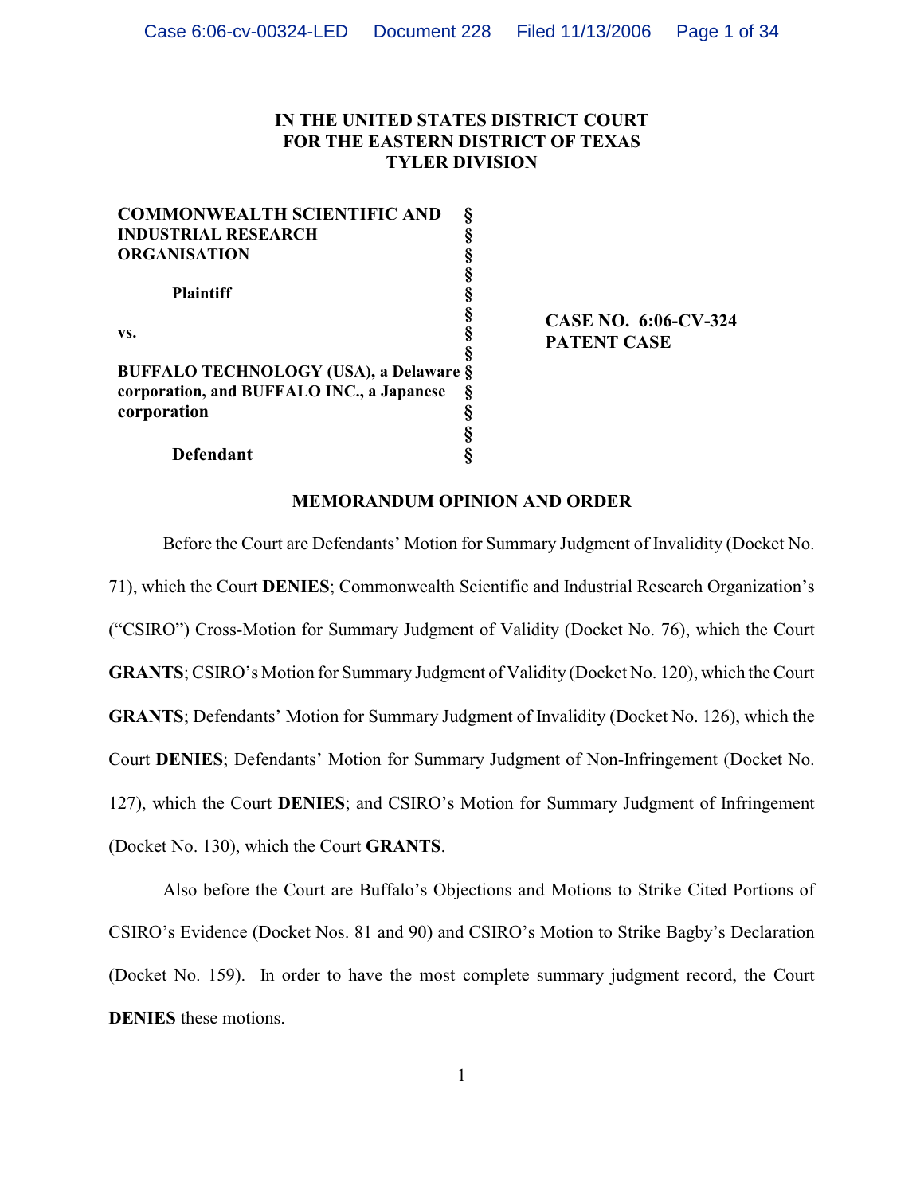**IN THE UNITED STATES DISTRICT COURT**
**FOR THE EASTERN DISTRICT OF TEXAS**
**TYLER DIVISION**

| | | |
|---|---|---|
| **COMMONWEALTH SCIENTIFIC AND INDUSTRIAL RESEARCH ORGANISATION** | § | |
| **Plaintiff** | § | |
| **vs.** | § | **CASE NO. 6:06-CV-324** |
| | § | **PATENT CASE** |
| **BUFFALO TECHNOLOGY (USA), a Delaware corporation, and BUFFALO INC., a Japanese corporation** | § | |
| **Defendant** | § | |

**MEMORANDUM OPINION AND ORDER**

Before the Court are Defendants' Motion for Summary Judgment of Invalidity (Docket No. 71), which the Court **DENIES**; Commonwealth Scientific and Industrial Research Organization's ("CSIRO") Cross-Motion for Summary Judgment of Validity (Docket No. 76), which the Court **GRANTS**; CSIRO's Motion for Summary Judgment of Validity (Docket No. 120), which the Court **GRANTS**; Defendants' Motion for Summary Judgment of Invalidity (Docket No. 126), which the Court **DENIES**; Defendants' Motion for Summary Judgment of Non-Infringement (Docket No. 127), which the Court **DENIES**; and CSIRO's Motion for Summary Judgment of Infringement (Docket No. 130), which the Court **GRANTS**.

Also before the Court are Buffalo's Objections and Motions to Strike Cited Portions of CSIRO's Evidence (Docket Nos. 81 and 90) and CSIRO's Motion to Strike Bagby's Declaration (Docket No. 159). In order to have the most complete summary judgment record, the Court **DENIES** these motions.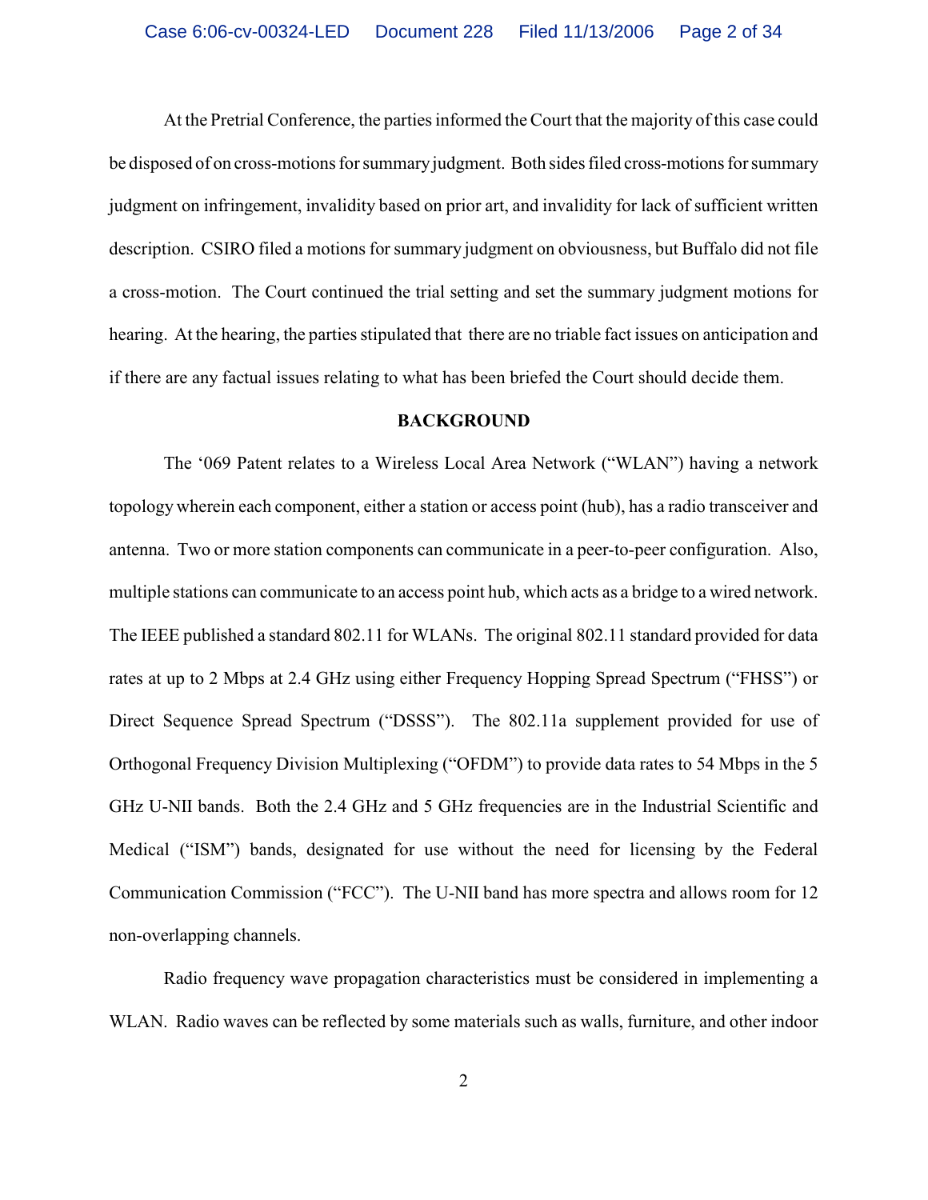At the Pretrial Conference, the parties informed the Court that the majority of this case could be disposed of on cross-motions for summary judgment. Both sides filed cross-motions for summary judgment on infringement, invalidity based on prior art, and invalidity for lack of sufficient written description. CSIRO filed a motions for summary judgment on obviousness, but Buffalo did not file a cross-motion. The Court continued the trial setting and set the summary judgment motions for hearing. At the hearing, the parties stipulated that there are no triable fact issues on anticipation and if there are any factual issues relating to what has been briefed the Court should decide them.

**BACKGROUND**

The '069 Patent relates to a Wireless Local Area Network ("WLAN") having a network topology wherein each component, either a station or access point (hub), has a radio transceiver and antenna. Two or more station components can communicate in a peer-to-peer configuration. Also, multiple stations can communicate to an access point hub, which acts as a bridge to a wired network. The IEEE published a standard 802.11 for WLANs. The original 802.11 standard provided for data rates at up to 2 Mbps at 2.4 GHz using either Frequency Hopping Spread Spectrum ("FHSS") or Direct Sequence Spread Spectrum ("DSSS"). The 802.11a supplement provided for use of Orthogonal Frequency Division Multiplexing ("OFDM") to provide data rates to 54 Mbps in the 5 GHz U-NII bands. Both the 2.4 GHz and 5 GHz frequencies are in the Industrial Scientific and Medical ("ISM") bands, designated for use without the need for licensing by the Federal Communication Commission ("FCC"). The U-NII band has more spectra and allows room for 12 non-overlapping channels.

Radio frequency wave propagation characteristics must be considered in implementing a WLAN. Radio waves can be reflected by some materials such as walls, furniture, and other indoor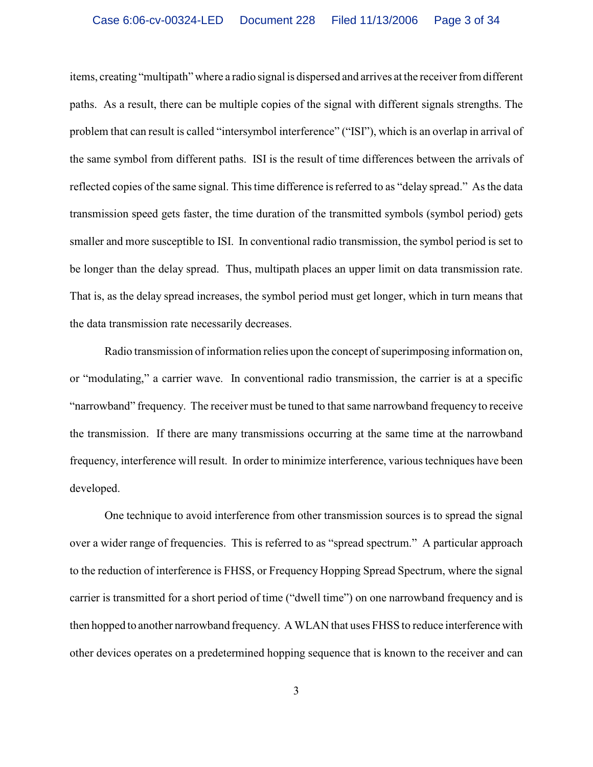items, creating "multipath" where a radio signal is dispersed and arrives at the receiver from different paths. As a result, there can be multiple copies of the signal with different signals strengths. The problem that can result is called "intersymbol interference" ("ISI"), which is an overlap in arrival of the same symbol from different paths. ISI is the result of time differences between the arrivals of reflected copies of the same signal. This time difference is referred to as "delay spread." As the data transmission speed gets faster, the time duration of the transmitted symbols (symbol period) gets smaller and more susceptible to ISI. In conventional radio transmission, the symbol period is set to be longer than the delay spread. Thus, multipath places an upper limit on data transmission rate. That is, as the delay spread increases, the symbol period must get longer, which in turn means that the data transmission rate necessarily decreases.

Radio transmission of information relies upon the concept of superimposing information on, or "modulating," a carrier wave. In conventional radio transmission, the carrier is at a specific "narrowband" frequency. The receiver must be tuned to that same narrowband frequency to receive the transmission. If there are many transmissions occurring at the same time at the narrowband frequency, interference will result. In order to minimize interference, various techniques have been developed.

One technique to avoid interference from other transmission sources is to spread the signal over a wider range of frequencies. This is referred to as "spread spectrum." A particular approach to the reduction of interference is FHSS, or Frequency Hopping Spread Spectrum, where the signal carrier is transmitted for a short period of time ("dwell time") on one narrowband frequency and is then hopped to another narrowband frequency. A WLAN that uses FHSS to reduce interference with other devices operates on a predetermined hopping sequence that is known to the receiver and can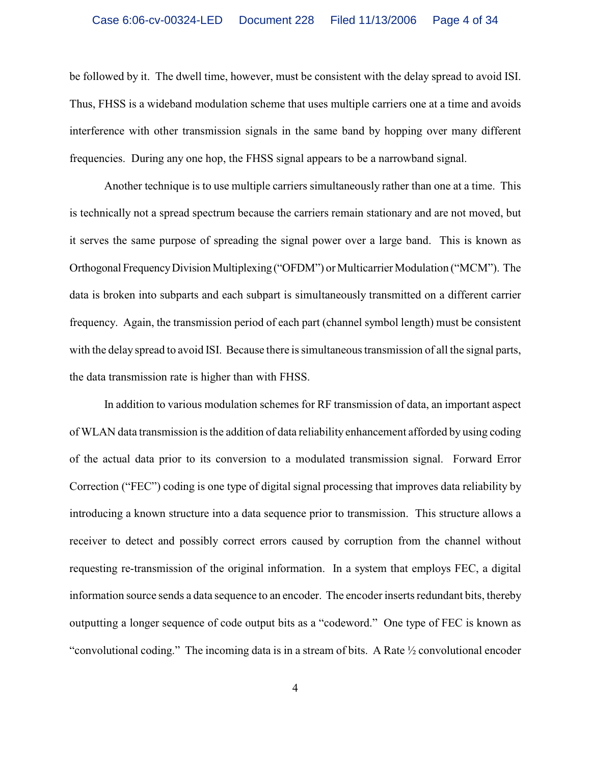be followed by it. The dwell time, however, must be consistent with the delay spread to avoid ISI. Thus, FHSS is a wideband modulation scheme that uses multiple carriers one at a time and avoids interference with other transmission signals in the same band by hopping over many different frequencies. During any one hop, the FHSS signal appears to be a narrowband signal.

Another technique is to use multiple carriers simultaneously rather than one at a time. This is technically not a spread spectrum because the carriers remain stationary and are not moved, but it serves the same purpose of spreading the signal power over a large band. This is known as Orthogonal Frequency Division Multiplexing ("OFDM") or Multicarrier Modulation ("MCM"). The data is broken into subparts and each subpart is simultaneously transmitted on a different carrier frequency. Again, the transmission period of each part (channel symbol length) must be consistent with the delay spread to avoid ISI. Because there is simultaneous transmission of all the signal parts, the data transmission rate is higher than with FHSS.

In addition to various modulation schemes for RF transmission of data, an important aspect of WLAN data transmission is the addition of data reliability enhancement afforded by using coding of the actual data prior to its conversion to a modulated transmission signal. Forward Error Correction ("FEC") coding is one type of digital signal processing that improves data reliability by introducing a known structure into a data sequence prior to transmission. This structure allows a receiver to detect and possibly correct errors caused by corruption from the channel without requesting re-transmission of the original information. In a system that employs FEC, a digital information source sends a data sequence to an encoder. The encoder inserts redundant bits, thereby outputting a longer sequence of code output bits as a "codeword." One type of FEC is known as "convolutional coding." The incoming data is in a stream of bits. A Rate ½ convolutional encoder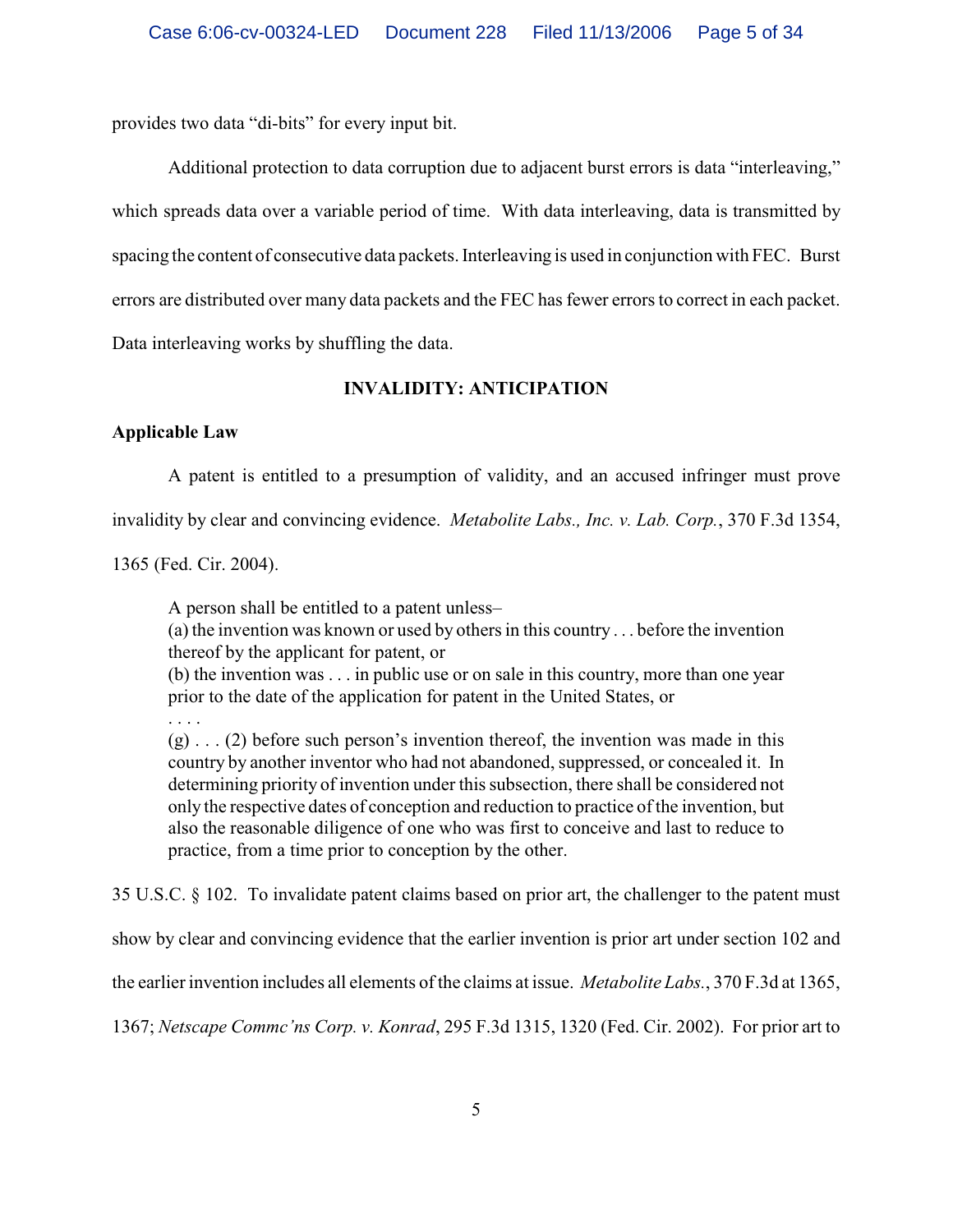provides two data "di-bits" for every input bit.

Additional protection to data corruption due to adjacent burst errors is data "interleaving," which spreads data over a variable period of time. With data interleaving, data is transmitted by spacing the content of consecutive data packets. Interleaving is used in conjunction with FEC. Burst errors are distributed over many data packets and the FEC has fewer errors to correct in each packet. Data interleaving works by shuffling the data.

## INVALIDITY: ANTICIPATION

### Applicable Law

A patent is entitled to a presumption of validity, and an accused infringer must prove invalidity by clear and convincing evidence. *Metabolite Labs., Inc. v. Lab. Corp.*, 370 F.3d 1354, 1365 (Fed. Cir. 2004).

> A person shall be entitled to a patent unless–
> (a) the invention was known or used by others in this country . . . before the invention thereof by the applicant for patent, or
> (b) the invention was . . . in public use or on sale in this country, more than one year prior to the date of the application for patent in the United States, or
> . . . .
> (g) . . . (2) before such person's invention thereof, the invention was made in this country by another inventor who had not abandoned, suppressed, or concealed it. In determining priority of invention under this subsection, there shall be considered not only the respective dates of conception and reduction to practice of the invention, but also the reasonable diligence of one who was first to conceive and last to reduce to practice, from a time prior to conception by the other.

35 U.S.C. § 102. To invalidate patent claims based on prior art, the challenger to the patent must show by clear and convincing evidence that the earlier invention is prior art under section 102 and the earlier invention includes all elements of the claims at issue. *Metabolite Labs.*, 370 F.3d at 1365, 1367; *Netscape Commc'ns Corp. v. Konrad*, 295 F.3d 1315, 1320 (Fed. Cir. 2002). For prior art to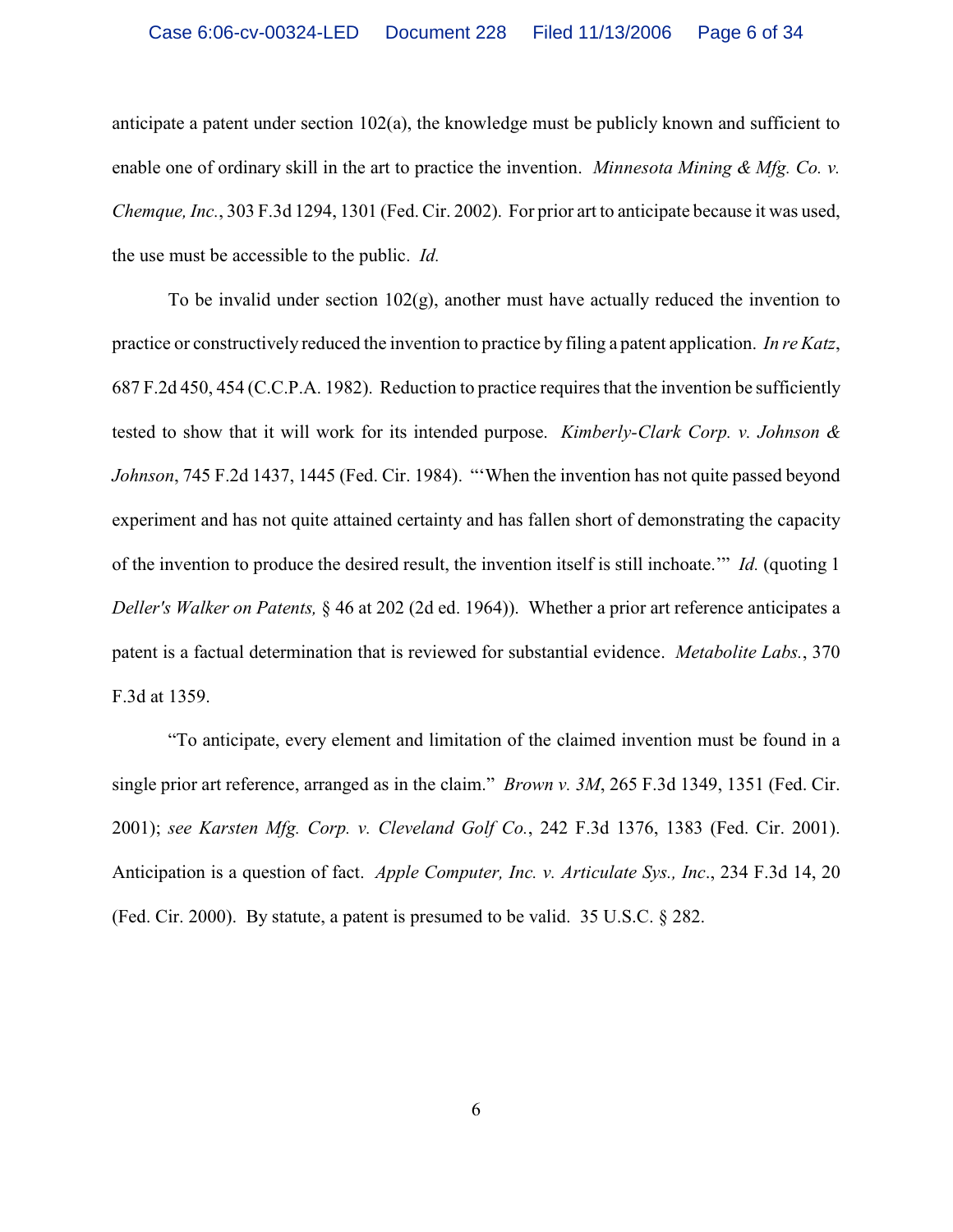anticipate a patent under section 102(a), the knowledge must be publicly known and sufficient to enable one of ordinary skill in the art to practice the invention. *Minnesota Mining & Mfg. Co. v. Chemque, Inc.*, 303 F.3d 1294, 1301 (Fed. Cir. 2002). For prior art to anticipate because it was used, the use must be accessible to the public. *Id.*

To be invalid under section 102(g), another must have actually reduced the invention to practice or constructively reduced the invention to practice by filing a patent application. *In re Katz*, 687 F.2d 450, 454 (C.C.P.A. 1982). Reduction to practice requires that the invention be sufficiently tested to show that it will work for its intended purpose. *Kimberly-Clark Corp. v. Johnson & Johnson*, 745 F.2d 1437, 1445 (Fed. Cir. 1984). "'When the invention has not quite passed beyond experiment and has not quite attained certainty and has fallen short of demonstrating the capacity of the invention to produce the desired result, the invention itself is still inchoate.'" *Id.* (quoting 1 *Deller's Walker on Patents,* § 46 at 202 (2d ed. 1964)). Whether a prior art reference anticipates a patent is a factual determination that is reviewed for substantial evidence. *Metabolite Labs.*, 370 F.3d at 1359.

"To anticipate, every element and limitation of the claimed invention must be found in a single prior art reference, arranged as in the claim." *Brown v. 3M*, 265 F.3d 1349, 1351 (Fed. Cir. 2001); *see Karsten Mfg. Corp. v. Cleveland Golf Co.*, 242 F.3d 1376, 1383 (Fed. Cir. 2001). Anticipation is a question of fact. *Apple Computer, Inc. v. Articulate Sys., Inc.*, 234 F.3d 14, 20 (Fed. Cir. 2000). By statute, a patent is presumed to be valid. 35 U.S.C. § 282.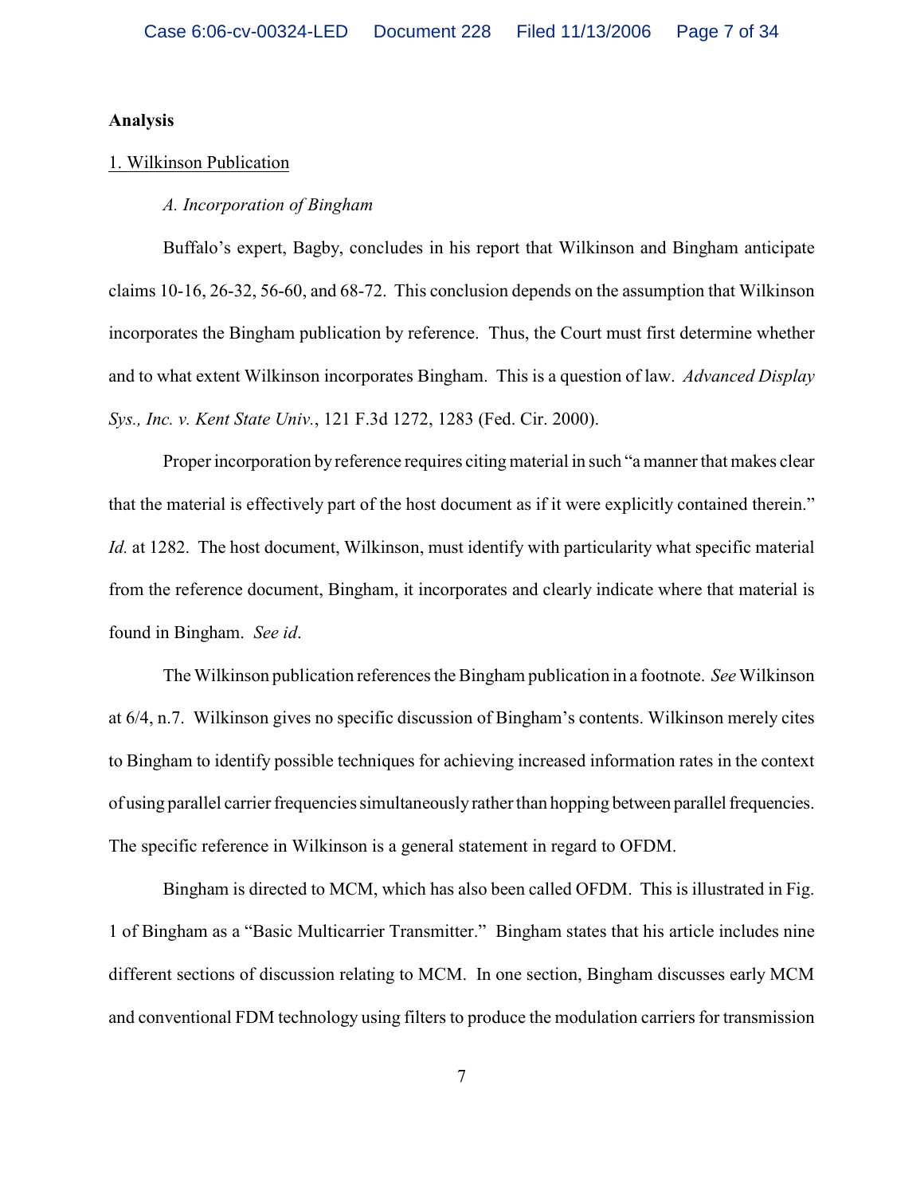**Analysis**

1. Wilkinson Publication

*A. Incorporation of Bingham*

Buffalo's expert, Bagby, concludes in his report that Wilkinson and Bingham anticipate claims 10-16, 26-32, 56-60, and 68-72. This conclusion depends on the assumption that Wilkinson incorporates the Bingham publication by reference. Thus, the Court must first determine whether and to what extent Wilkinson incorporates Bingham. This is a question of law. *Advanced Display Sys., Inc. v. Kent State Univ.*, 121 F.3d 1272, 1283 (Fed. Cir. 2000).

Proper incorporation by reference requires citing material in such "a manner that makes clear that the material is effectively part of the host document as if it were explicitly contained therein." *Id.* at 1282. The host document, Wilkinson, must identify with particularity what specific material from the reference document, Bingham, it incorporates and clearly indicate where that material is found in Bingham. *See id*.

The Wilkinson publication references the Bingham publication in a footnote. *See* Wilkinson at 6/4, n.7. Wilkinson gives no specific discussion of Bingham's contents. Wilkinson merely cites to Bingham to identify possible techniques for achieving increased information rates in the context of using parallel carrier frequencies simultaneously rather than hopping between parallel frequencies. The specific reference in Wilkinson is a general statement in regard to OFDM.

Bingham is directed to MCM, which has also been called OFDM. This is illustrated in Fig. 1 of Bingham as a "Basic Multicarrier Transmitter." Bingham states that his article includes nine different sections of discussion relating to MCM. In one section, Bingham discusses early MCM and conventional FDM technology using filters to produce the modulation carriers for transmission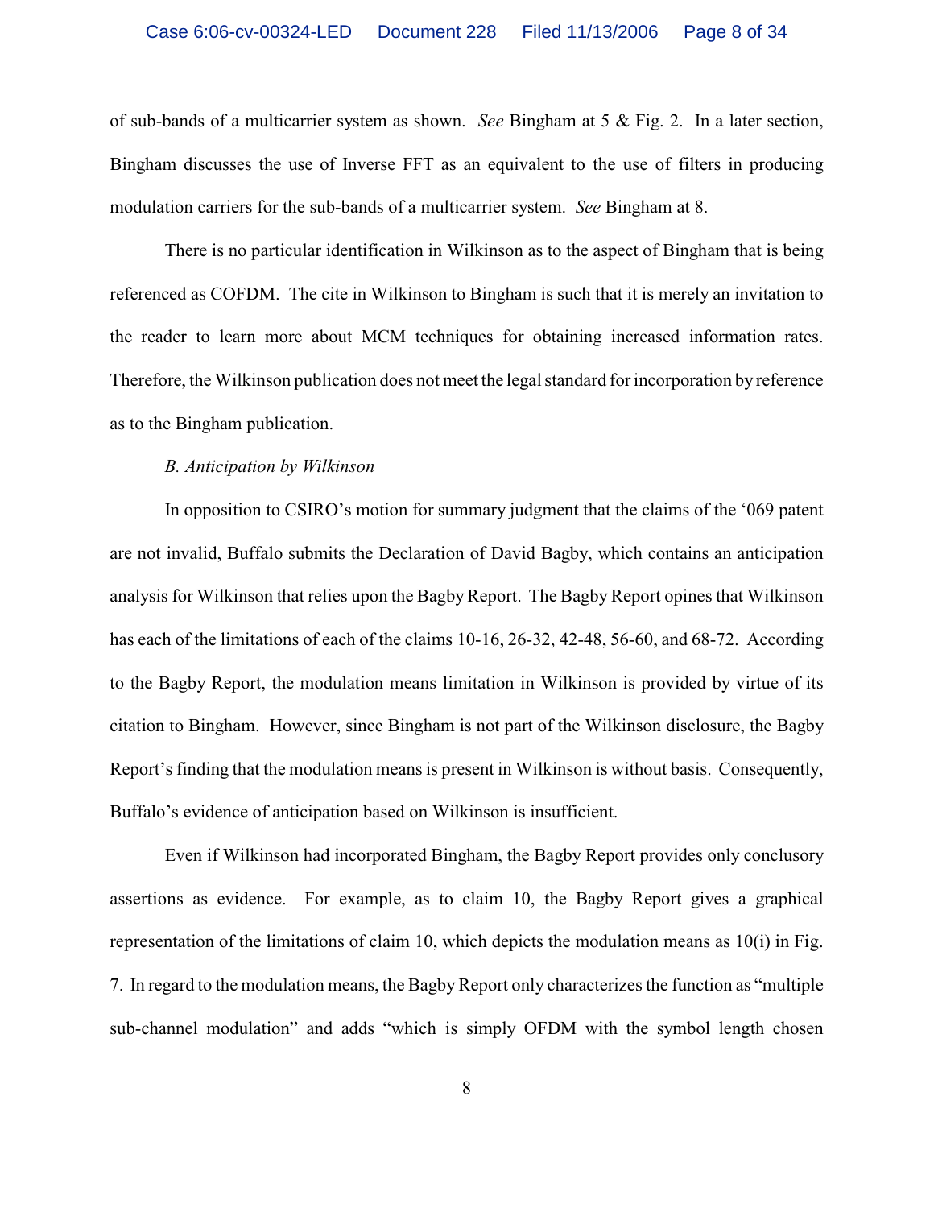of sub-bands of a multicarrier system as shown. *See* Bingham at 5 & Fig. 2. In a later section, Bingham discusses the use of Inverse FFT as an equivalent to the use of filters in producing modulation carriers for the sub-bands of a multicarrier system. *See* Bingham at 8.

There is no particular identification in Wilkinson as to the aspect of Bingham that is being referenced as COFDM. The cite in Wilkinson to Bingham is such that it is merely an invitation to the reader to learn more about MCM techniques for obtaining increased information rates. Therefore, the Wilkinson publication does not meet the legal standard for incorporation by reference as to the Bingham publication.

*B. Anticipation by Wilkinson*

In opposition to CSIRO's motion for summary judgment that the claims of the '069 patent are not invalid, Buffalo submits the Declaration of David Bagby, which contains an anticipation analysis for Wilkinson that relies upon the Bagby Report. The Bagby Report opines that Wilkinson has each of the limitations of each of the claims 10-16, 26-32, 42-48, 56-60, and 68-72. According to the Bagby Report, the modulation means limitation in Wilkinson is provided by virtue of its citation to Bingham. However, since Bingham is not part of the Wilkinson disclosure, the Bagby Report's finding that the modulation means is present in Wilkinson is without basis. Consequently, Buffalo's evidence of anticipation based on Wilkinson is insufficient.

Even if Wilkinson had incorporated Bingham, the Bagby Report provides only conclusory assertions as evidence. For example, as to claim 10, the Bagby Report gives a graphical representation of the limitations of claim 10, which depicts the modulation means as 10(i) in Fig. 7. In regard to the modulation means, the Bagby Report only characterizes the function as "multiple sub-channel modulation" and adds "which is simply OFDM with the symbol length chosen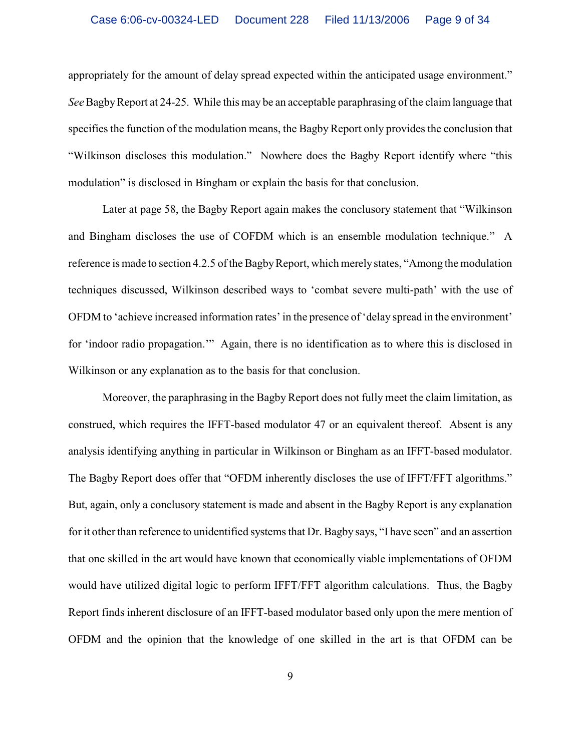appropriately for the amount of delay spread expected within the anticipated usage environment." *See* Bagby Report at 24-25. While this may be an acceptable paraphrasing of the claim language that specifies the function of the modulation means, the Bagby Report only provides the conclusion that "Wilkinson discloses this modulation." Nowhere does the Bagby Report identify where "this modulation" is disclosed in Bingham or explain the basis for that conclusion.

Later at page 58, the Bagby Report again makes the conclusory statement that "Wilkinson and Bingham discloses the use of COFDM which is an ensemble modulation technique." A reference is made to section 4.2.5 of the Bagby Report, which merely states, "Among the modulation techniques discussed, Wilkinson described ways to 'combat severe multi-path' with the use of OFDM to 'achieve increased information rates' in the presence of 'delay spread in the environment' for 'indoor radio propagation.'" Again, there is no identification as to where this is disclosed in Wilkinson or any explanation as to the basis for that conclusion.

Moreover, the paraphrasing in the Bagby Report does not fully meet the claim limitation, as construed, which requires the IFFT-based modulator 47 or an equivalent thereof. Absent is any analysis identifying anything in particular in Wilkinson or Bingham as an IFFT-based modulator. The Bagby Report does offer that "OFDM inherently discloses the use of IFFT/FFT algorithms." But, again, only a conclusory statement is made and absent in the Bagby Report is any explanation for it other than reference to unidentified systems that Dr. Bagby says, "I have seen" and an assertion that one skilled in the art would have known that economically viable implementations of OFDM would have utilized digital logic to perform IFFT/FFT algorithm calculations. Thus, the Bagby Report finds inherent disclosure of an IFFT-based modulator based only upon the mere mention of OFDM and the opinion that the knowledge of one skilled in the art is that OFDM can be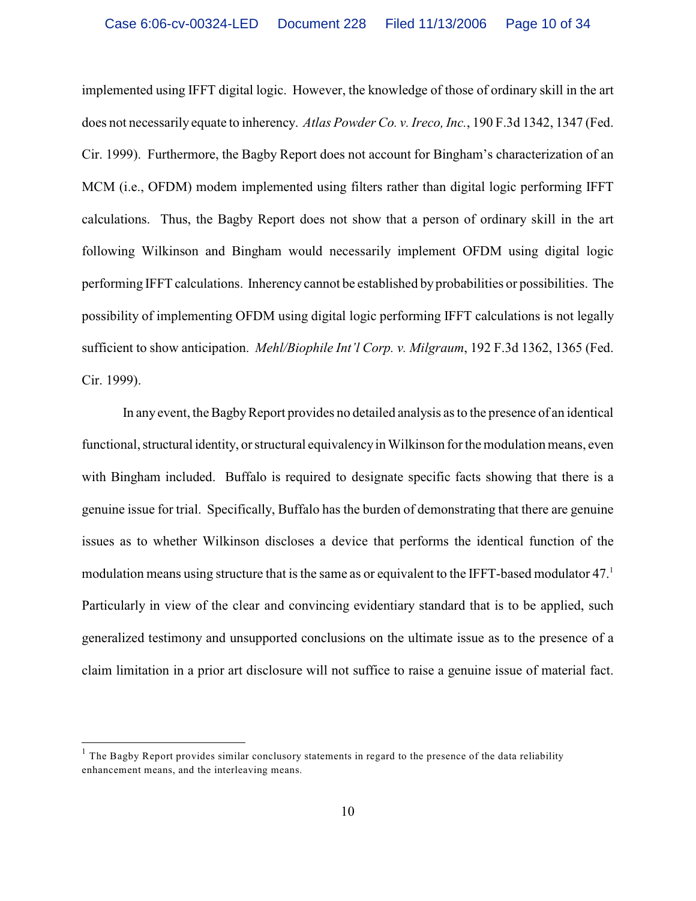implemented using IFFT digital logic. However, the knowledge of those of ordinary skill in the art does not necessarily equate to inherency. *Atlas Powder Co. v. Ireco, Inc.*, 190 F.3d 1342, 1347 (Fed. Cir. 1999). Furthermore, the Bagby Report does not account for Bingham's characterization of an MCM (i.e., OFDM) modem implemented using filters rather than digital logic performing IFFT calculations. Thus, the Bagby Report does not show that a person of ordinary skill in the art following Wilkinson and Bingham would necessarily implement OFDM using digital logic performing IFFT calculations. Inherency cannot be established by probabilities or possibilities. The possibility of implementing OFDM using digital logic performing IFFT calculations is not legally sufficient to show anticipation. *Mehl/Biophile Int'l Corp. v. Milgraum*, 192 F.3d 1362, 1365 (Fed. Cir. 1999).

In any event, the Bagby Report provides no detailed analysis as to the presence of an identical functional, structural identity, or structural equivalency in Wilkinson for the modulation means, even with Bingham included. Buffalo is required to designate specific facts showing that there is a genuine issue for trial. Specifically, Buffalo has the burden of demonstrating that there are genuine issues as to whether Wilkinson discloses a device that performs the identical function of the modulation means using structure that is the same as or equivalent to the IFFT-based modulator 47.[1] Particularly in view of the clear and convincing evidentiary standard that is to be applied, such generalized testimony and unsupported conclusions on the ultimate issue as to the presence of a claim limitation in a prior art disclosure will not suffice to raise a genuine issue of material fact.

---

[1] The Bagby Report provides similar conclusory statements in regard to the presence of the data reliability enhancement means, and the interleaving means.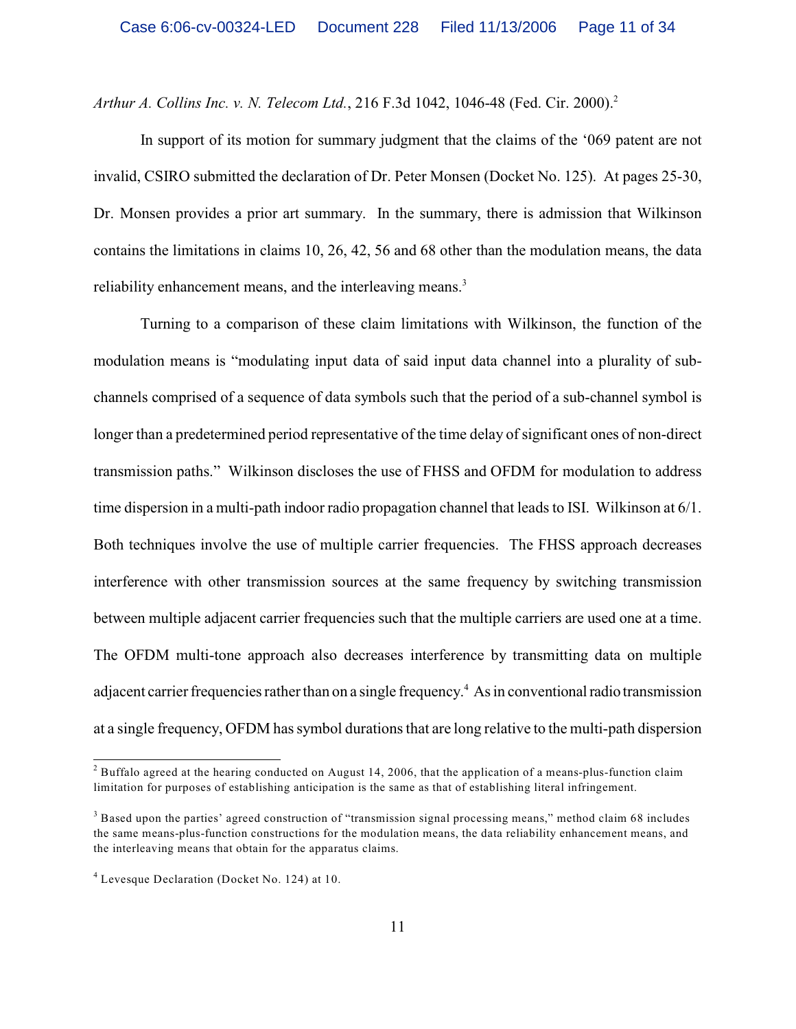*Arthur A. Collins Inc. v. N. Telecom Ltd.*, 216 F.3d 1042, 1046-48 (Fed. Cir. 2000).[2]

In support of its motion for summary judgment that the claims of the '069 patent are not invalid, CSIRO submitted the declaration of Dr. Peter Monsen (Docket No. 125). At pages 25-30, Dr. Monsen provides a prior art summary. In the summary, there is admission that Wilkinson contains the limitations in claims 10, 26, 42, 56 and 68 other than the modulation means, the data reliability enhancement means, and the interleaving means.[3]

Turning to a comparison of these claim limitations with Wilkinson, the function of the modulation means is "modulating input data of said input data channel into a plurality of sub-channels comprised of a sequence of data symbols such that the period of a sub-channel symbol is longer than a predetermined period representative of the time delay of significant ones of non-direct transmission paths." Wilkinson discloses the use of FHSS and OFDM for modulation to address time dispersion in a multi-path indoor radio propagation channel that leads to ISI. Wilkinson at 6/1. Both techniques involve the use of multiple carrier frequencies. The FHSS approach decreases interference with other transmission sources at the same frequency by switching transmission between multiple adjacent carrier frequencies such that the multiple carriers are used one at a time. The OFDM multi-tone approach also decreases interference by transmitting data on multiple adjacent carrier frequencies rather than on a single frequency.[4] As in conventional radio transmission at a single frequency, OFDM has symbol durations that are long relative to the multi-path dispersion

---

[2] Buffalo agreed at the hearing conducted on August 14, 2006, that the application of a means-plus-function claim limitation for purposes of establishing anticipation is the same as that of establishing literal infringement.

[3] Based upon the parties' agreed construction of "transmission signal processing means," method claim 68 includes the same means-plus-function constructions for the modulation means, the data reliability enhancement means, and the interleaving means that obtain for the apparatus claims.

[4] Levesque Declaration (Docket No. 124) at 10.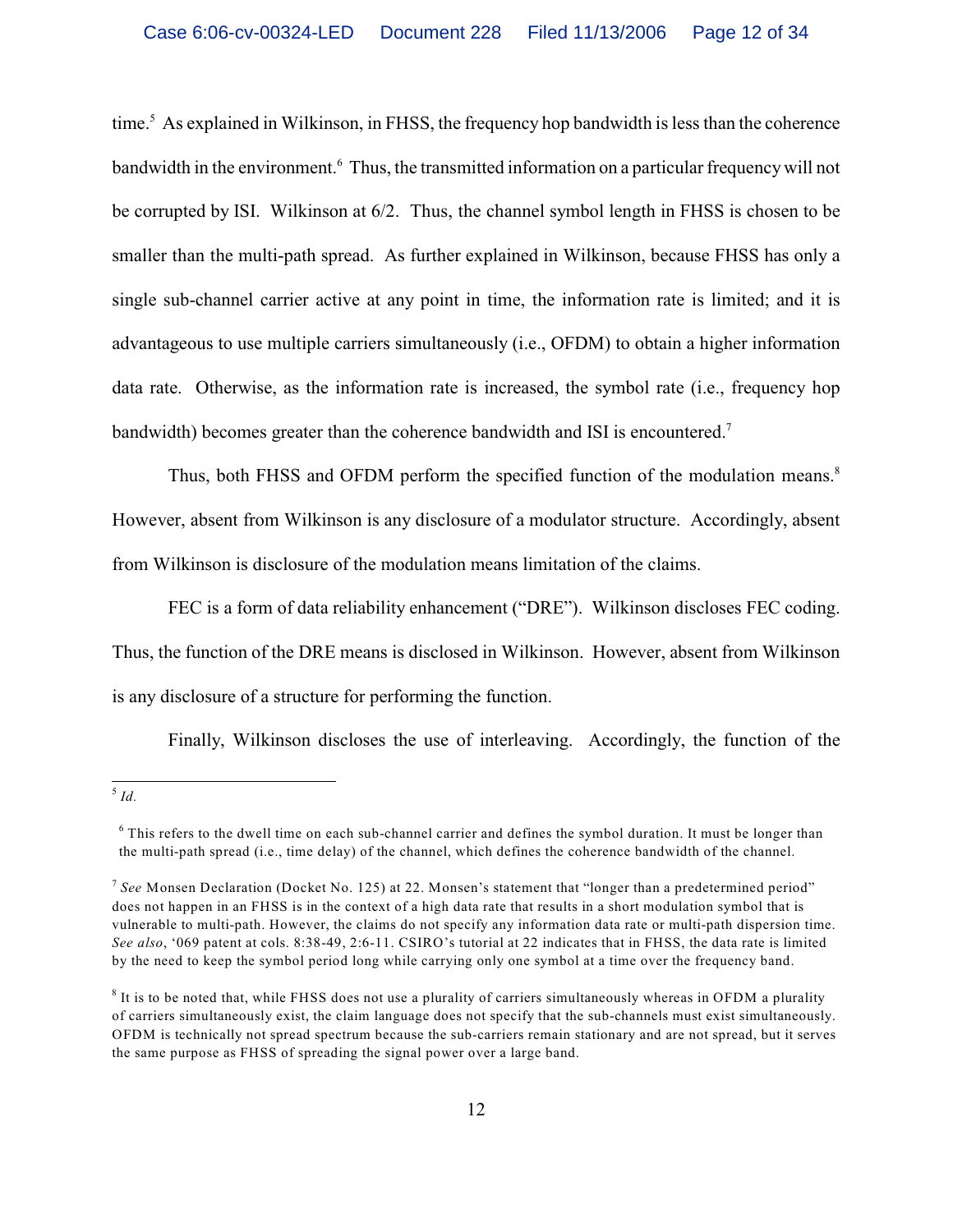time.[5] As explained in Wilkinson, in FHSS, the frequency hop bandwidth is less than the coherence bandwidth in the environment.[6] Thus, the transmitted information on a particular frequency will not be corrupted by ISI. Wilkinson at 6/2. Thus, the channel symbol length in FHSS is chosen to be smaller than the multi-path spread. As further explained in Wilkinson, because FHSS has only a single sub-channel carrier active at any point in time, the information rate is limited; and it is advantageous to use multiple carriers simultaneously (i.e., OFDM) to obtain a higher information data rate. Otherwise, as the information rate is increased, the symbol rate (i.e., frequency hop bandwidth) becomes greater than the coherence bandwidth and ISI is encountered.[7]

Thus, both FHSS and OFDM perform the specified function of the modulation means.[8] However, absent from Wilkinson is any disclosure of a modulator structure. Accordingly, absent from Wilkinson is disclosure of the modulation means limitation of the claims.

FEC is a form of data reliability enhancement ("DRE"). Wilkinson discloses FEC coding. Thus, the function of the DRE means is disclosed in Wilkinson. However, absent from Wilkinson is any disclosure of a structure for performing the function.

Finally, Wilkinson discloses the use of interleaving. Accordingly, the function of the

---

[5] *Id.*

[6] This refers to the dwell time on each sub-channel carrier and defines the symbol duration. It must be longer than the multi-path spread (i.e., time delay) of the channel, which defines the coherence bandwidth of the channel.

[7] *See* Monsen Declaration (Docket No. 125) at 22. Monsen's statement that "longer than a predetermined period" does not happen in an FHSS is in the context of a high data rate that results in a short modulation symbol that is vulnerable to multi-path. However, the claims do not specify any information data rate or multi-path dispersion time. *See also*, '069 patent at cols. 8:38-49, 2:6-11. CSIRO's tutorial at 22 indicates that in FHSS, the data rate is limited by the need to keep the symbol period long while carrying only one symbol at a time over the frequency band.

[8] It is to be noted that, while FHSS does not use a plurality of carriers simultaneously whereas in OFDM a plurality of carriers simultaneously exist, the claim language does not specify that the sub-channels must exist simultaneously. OFDM is technically not spread spectrum because the sub-carriers remain stationary and are not spread, but it serves the same purpose as FHSS of spreading the signal power over a large band.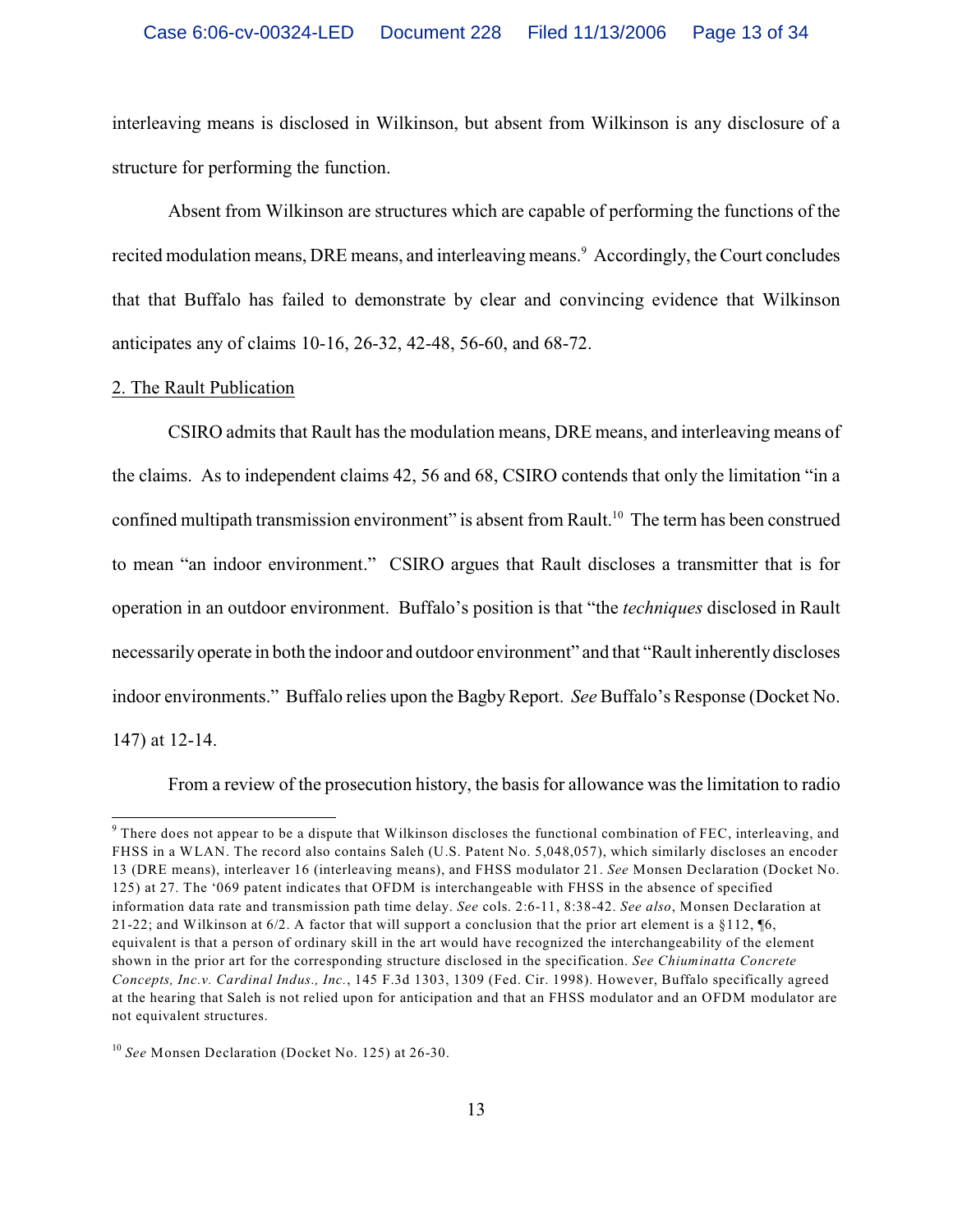interleaving means is disclosed in Wilkinson, but absent from Wilkinson is any disclosure of a structure for performing the function.

Absent from Wilkinson are structures which are capable of performing the functions of the recited modulation means, DRE means, and interleaving means.[9] Accordingly, the Court concludes that that Buffalo has failed to demonstrate by clear and convincing evidence that Wilkinson anticipates any of claims 10-16, 26-32, 42-48, 56-60, and 68-72.

2. The Rault Publication

CSIRO admits that Rault has the modulation means, DRE means, and interleaving means of the claims. As to independent claims 42, 56 and 68, CSIRO contends that only the limitation "in a confined multipath transmission environment" is absent from Rault.[10] The term has been construed to mean "an indoor environment." CSIRO argues that Rault discloses a transmitter that is for operation in an outdoor environment. Buffalo's position is that "the *techniques* disclosed in Rault necessarily operate in both the indoor and outdoor environment" and that "Rault inherently discloses indoor environments." Buffalo relies upon the Bagby Report. *See* Buffalo's Response (Docket No. 147) at 12-14.

From a review of the prosecution history, the basis for allowance was the limitation to radio

---

[9] There does not appear to be a dispute that Wilkinson discloses the functional combination of FEC, interleaving, and FHSS in a WLAN. The record also contains Saleh (U.S. Patent No. 5,048,057), which similarly discloses an encoder 13 (DRE means), interleaver 16 (interleaving means), and FHSS modulator 21. *See* Monsen Declaration (Docket No. 125) at 27. The '069 patent indicates that OFDM is interchangeable with FHSS in the absence of specified information data rate and transmission path time delay. *See* cols. 2:6-11, 8:38-42. *See also*, Monsen Declaration at 21-22; and Wilkinson at 6/2. A factor that will support a conclusion that the prior art element is a §112, ¶6, equivalent is that a person of ordinary skill in the art would have recognized the interchangeability of the element shown in the prior art for the corresponding structure disclosed in the specification. *See Chiuminatta Concrete Concepts, Inc.v. Cardinal Indus., Inc.*, 145 F.3d 1303, 1309 (Fed. Cir. 1998). However, Buffalo specifically agreed at the hearing that Saleh is not relied upon for anticipation and that an FHSS modulator and an OFDM modulator are not equivalent structures.

[10] *See* Monsen Declaration (Docket No. 125) at 26-30.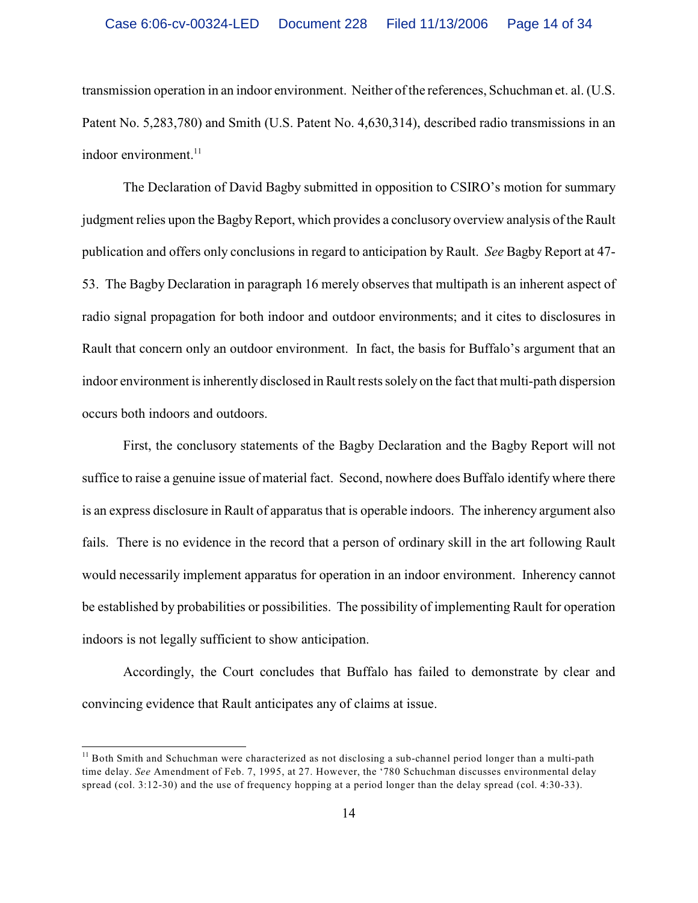transmission operation in an indoor environment. Neither of the references, Schuchman et. al. (U.S. Patent No. 5,283,780) and Smith (U.S. Patent No. 4,630,314), described radio transmissions in an indoor environment.[11]

The Declaration of David Bagby submitted in opposition to CSIRO's motion for summary judgment relies upon the Bagby Report, which provides a conclusory overview analysis of the Rault publication and offers only conclusions in regard to anticipation by Rault. *See* Bagby Report at 47-53. The Bagby Declaration in paragraph 16 merely observes that multipath is an inherent aspect of radio signal propagation for both indoor and outdoor environments; and it cites to disclosures in Rault that concern only an outdoor environment. In fact, the basis for Buffalo's argument that an indoor environment is inherently disclosed in Rault rests solely on the fact that multi-path dispersion occurs both indoors and outdoors.

First, the conclusory statements of the Bagby Declaration and the Bagby Report will not suffice to raise a genuine issue of material fact. Second, nowhere does Buffalo identify where there is an express disclosure in Rault of apparatus that is operable indoors. The inherency argument also fails. There is no evidence in the record that a person of ordinary skill in the art following Rault would necessarily implement apparatus for operation in an indoor environment. Inherency cannot be established by probabilities or possibilities. The possibility of implementing Rault for operation indoors is not legally sufficient to show anticipation.

Accordingly, the Court concludes that Buffalo has failed to demonstrate by clear and convincing evidence that Rault anticipates any of claims at issue.

---

[11] Both Smith and Schuchman were characterized as not disclosing a sub-channel period longer than a multi-path time delay. *See* Amendment of Feb. 7, 1995, at 27. However, the '780 Schuchman discusses environmental delay spread (col. 3:12-30) and the use of frequency hopping at a period longer than the delay spread (col. 4:30-33).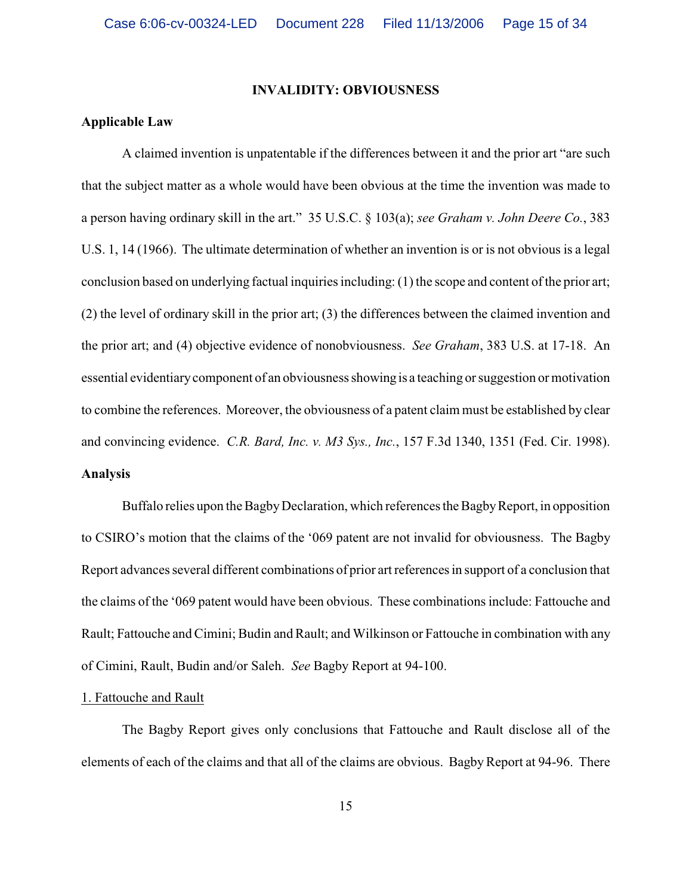## INVALIDITY: OBVIOUSNESS

**Applicable Law**

A claimed invention is unpatentable if the differences between it and the prior art "are such that the subject matter as a whole would have been obvious at the time the invention was made to a person having ordinary skill in the art." 35 U.S.C. § 103(a); *see Graham v. John Deere Co.*, 383 U.S. 1, 14 (1966). The ultimate determination of whether an invention is or is not obvious is a legal conclusion based on underlying factual inquiries including: (1) the scope and content of the prior art; (2) the level of ordinary skill in the prior art; (3) the differences between the claimed invention and the prior art; and (4) objective evidence of nonobviousness. *See Graham*, 383 U.S. at 17-18. An essential evidentiary component of an obviousness showing is a teaching or suggestion or motivation to combine the references. Moreover, the obviousness of a patent claim must be established by clear and convincing evidence. *C.R. Bard, Inc. v. M3 Sys., Inc.*, 157 F.3d 1340, 1351 (Fed. Cir. 1998).

**Analysis**

Buffalo relies upon the Bagby Declaration, which references the Bagby Report, in opposition to CSIRO's motion that the claims of the '069 patent are not invalid for obviousness. The Bagby Report advances several different combinations of prior art references in support of a conclusion that the claims of the '069 patent would have been obvious. These combinations include: Fattouche and Rault; Fattouche and Cimini; Budin and Rault; and Wilkinson or Fattouche in combination with any of Cimini, Rault, Budin and/or Saleh. *See* Bagby Report at 94-100.

1. Fattouche and Rault

The Bagby Report gives only conclusions that Fattouche and Rault disclose all of the elements of each of the claims and that all of the claims are obvious. Bagby Report at 94-96. There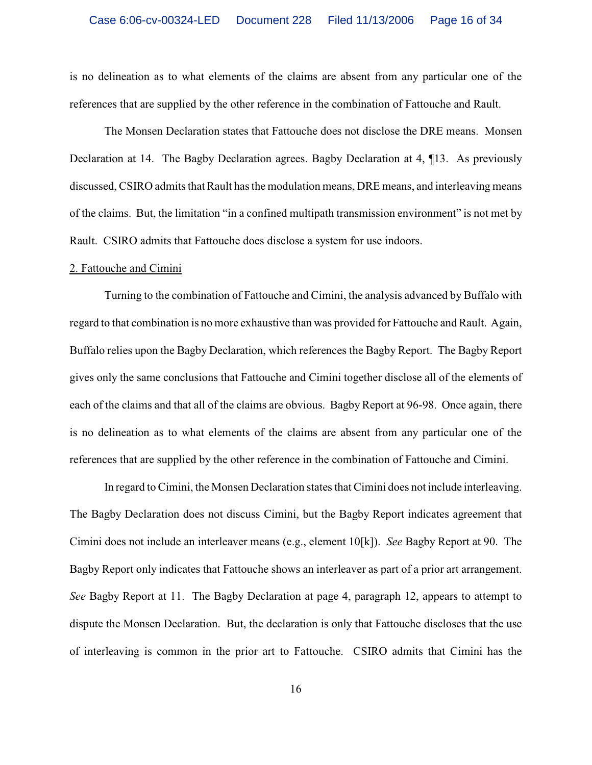is no delineation as to what elements of the claims are absent from any particular one of the references that are supplied by the other reference in the combination of Fattouche and Rault.

The Monsen Declaration states that Fattouche does not disclose the DRE means. Monsen Declaration at 14. The Bagby Declaration agrees. Bagby Declaration at 4, ¶13. As previously discussed, CSIRO admits that Rault has the modulation means, DRE means, and interleaving means of the claims. But, the limitation "in a confined multipath transmission environment" is not met by Rault. CSIRO admits that Fattouche does disclose a system for use indoors.

2. Fattouche and Cimini

Turning to the combination of Fattouche and Cimini, the analysis advanced by Buffalo with regard to that combination is no more exhaustive than was provided for Fattouche and Rault. Again, Buffalo relies upon the Bagby Declaration, which references the Bagby Report. The Bagby Report gives only the same conclusions that Fattouche and Cimini together disclose all of the elements of each of the claims and that all of the claims are obvious. Bagby Report at 96-98. Once again, there is no delineation as to what elements of the claims are absent from any particular one of the references that are supplied by the other reference in the combination of Fattouche and Cimini.

In regard to Cimini, the Monsen Declaration states that Cimini does not include interleaving. The Bagby Declaration does not discuss Cimini, but the Bagby Report indicates agreement that Cimini does not include an interleaver means (e.g., element 10[k]). *See* Bagby Report at 90. The Bagby Report only indicates that Fattouche shows an interleaver as part of a prior art arrangement. *See* Bagby Report at 11. The Bagby Declaration at page 4, paragraph 12, appears to attempt to dispute the Monsen Declaration. But, the declaration is only that Fattouche discloses that the use of interleaving is common in the prior art to Fattouche. CSIRO admits that Cimini has the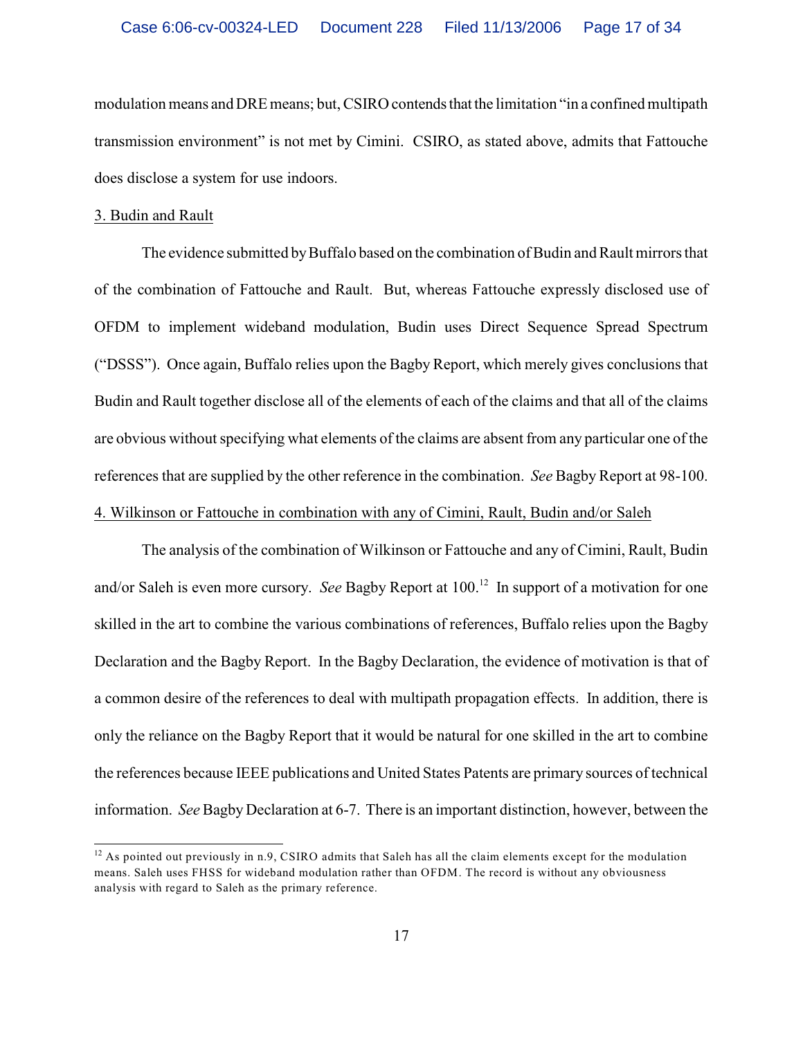modulation means and DRE means; but, CSIRO contends that the limitation "in a confined multipath transmission environment" is not met by Cimini. CSIRO, as stated above, admits that Fattouche does disclose a system for use indoors.

3. Budin and Rault

The evidence submitted by Buffalo based on the combination of Budin and Rault mirrors that of the combination of Fattouche and Rault. But, whereas Fattouche expressly disclosed use of OFDM to implement wideband modulation, Budin uses Direct Sequence Spread Spectrum ("DSSS"). Once again, Buffalo relies upon the Bagby Report, which merely gives conclusions that Budin and Rault together disclose all of the elements of each of the claims and that all of the claims are obvious without specifying what elements of the claims are absent from any particular one of the references that are supplied by the other reference in the combination. *See* Bagby Report at 98-100.

4. Wilkinson or Fattouche in combination with any of Cimini, Rault, Budin and/or Saleh

The analysis of the combination of Wilkinson or Fattouche and any of Cimini, Rault, Budin and/or Saleh is even more cursory. *See* Bagby Report at 100.[12] In support of a motivation for one skilled in the art to combine the various combinations of references, Buffalo relies upon the Bagby Declaration and the Bagby Report. In the Bagby Declaration, the evidence of motivation is that of a common desire of the references to deal with multipath propagation effects. In addition, there is only the reliance on the Bagby Report that it would be natural for one skilled in the art to combine the references because IEEE publications and United States Patents are primary sources of technical information. *See* Bagby Declaration at 6-7. There is an important distinction, however, between the

[12] As pointed out previously in n.9, CSIRO admits that Saleh has all the claim elements except for the modulation means. Saleh uses FHSS for wideband modulation rather than OFDM. The record is without any obviousness analysis with regard to Saleh as the primary reference.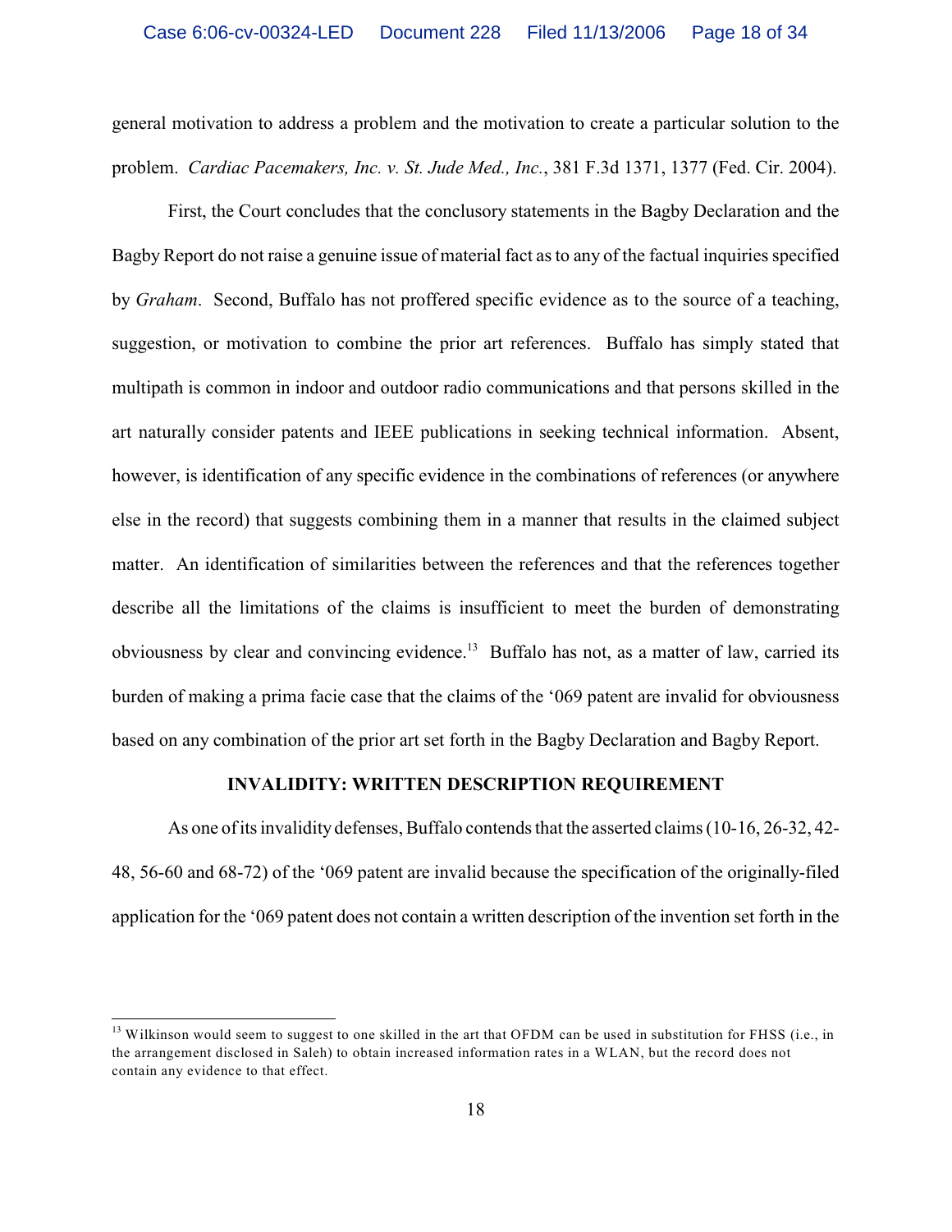general motivation to address a problem and the motivation to create a particular solution to the problem. *Cardiac Pacemakers, Inc. v. St. Jude Med., Inc.*, 381 F.3d 1371, 1377 (Fed. Cir. 2004).

First, the Court concludes that the conclusory statements in the Bagby Declaration and the Bagby Report do not raise a genuine issue of material fact as to any of the factual inquiries specified by *Graham*. Second, Buffalo has not proffered specific evidence as to the source of a teaching, suggestion, or motivation to combine the prior art references. Buffalo has simply stated that multipath is common in indoor and outdoor radio communications and that persons skilled in the art naturally consider patents and IEEE publications in seeking technical information. Absent, however, is identification of any specific evidence in the combinations of references (or anywhere else in the record) that suggests combining them in a manner that results in the claimed subject matter. An identification of similarities between the references and that the references together describe all the limitations of the claims is insufficient to meet the burden of demonstrating obviousness by clear and convincing evidence.[13] Buffalo has not, as a matter of law, carried its burden of making a prima facie case that the claims of the '069 patent are invalid for obviousness based on any combination of the prior art set forth in the Bagby Declaration and Bagby Report.

## INVALIDITY: WRITTEN DESCRIPTION REQUIREMENT

As one of its invalidity defenses, Buffalo contends that the asserted claims (10-16, 26-32, 42-48, 56-60 and 68-72) of the '069 patent are invalid because the specification of the originally-filed application for the '069 patent does not contain a written description of the invention set forth in the

---

[13] Wilkinson would seem to suggest to one skilled in the art that OFDM can be used in substitution for FHSS (i.e., in the arrangement disclosed in Saleh) to obtain increased information rates in a WLAN, but the record does not contain any evidence to that effect.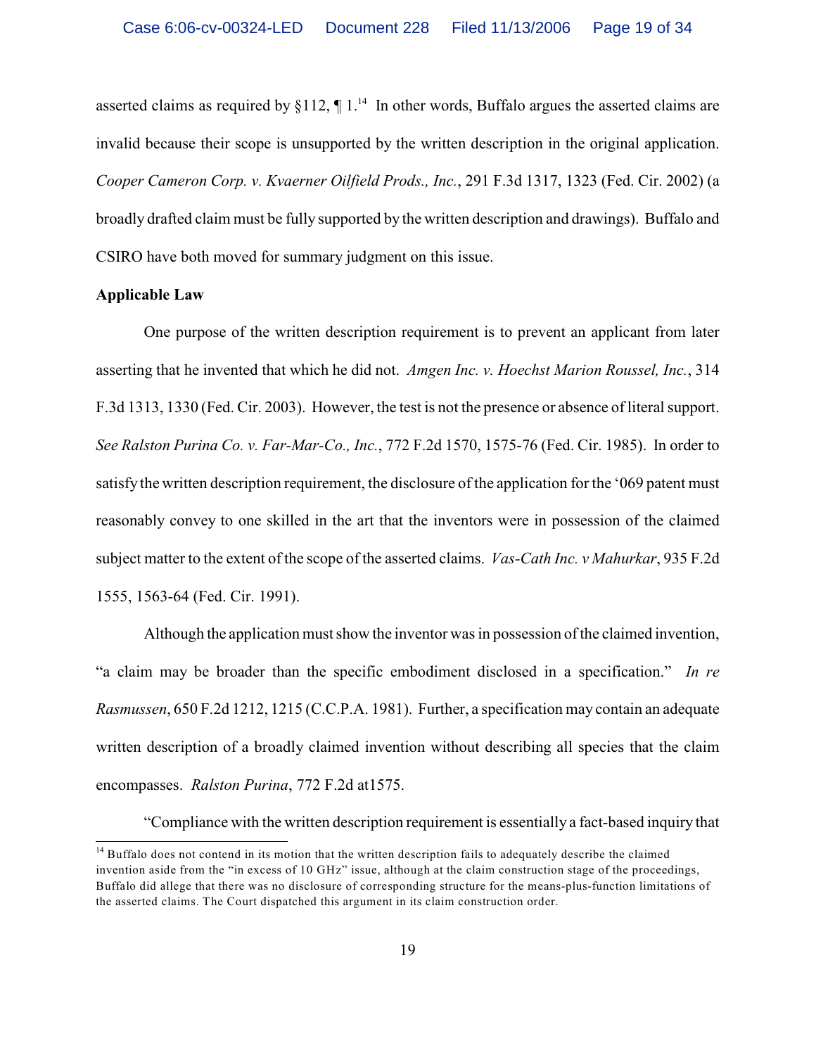asserted claims as required by §112, ¶ 1.[14] In other words, Buffalo argues the asserted claims are invalid because their scope is unsupported by the written description in the original application. *Cooper Cameron Corp. v. Kvaerner Oilfield Prods., Inc.*, 291 F.3d 1317, 1323 (Fed. Cir. 2002) (a broadly drafted claim must be fully supported by the written description and drawings). Buffalo and CSIRO have both moved for summary judgment on this issue.

**Applicable Law**

One purpose of the written description requirement is to prevent an applicant from later asserting that he invented that which he did not. *Amgen Inc. v. Hoechst Marion Roussel, Inc.*, 314 F.3d 1313, 1330 (Fed. Cir. 2003). However, the test is not the presence or absence of literal support. *See Ralston Purina Co. v. Far-Mar-Co., Inc.*, 772 F.2d 1570, 1575-76 (Fed. Cir. 1985). In order to satisfy the written description requirement, the disclosure of the application for the '069 patent must reasonably convey to one skilled in the art that the inventors were in possession of the claimed subject matter to the extent of the scope of the asserted claims. *Vas-Cath Inc. v Mahurkar*, 935 F.2d 1555, 1563-64 (Fed. Cir. 1991).

Although the application must show the inventor was in possession of the claimed invention, "a claim may be broader than the specific embodiment disclosed in a specification." *In re Rasmussen*, 650 F.2d 1212, 1215 (C.C.P.A. 1981). Further, a specification may contain an adequate written description of a broadly claimed invention without describing all species that the claim encompasses. *Ralston Purina*, 772 F.2d at1575.

"Compliance with the written description requirement is essentially a fact-based inquiry that

---

[14] Buffalo does not contend in its motion that the written description fails to adequately describe the claimed invention aside from the "in excess of 10 GHz" issue, although at the claim construction stage of the proceedings, Buffalo did allege that there was no disclosure of corresponding structure for the means-plus-function limitations of the asserted claims. The Court dispatched this argument in its claim construction order.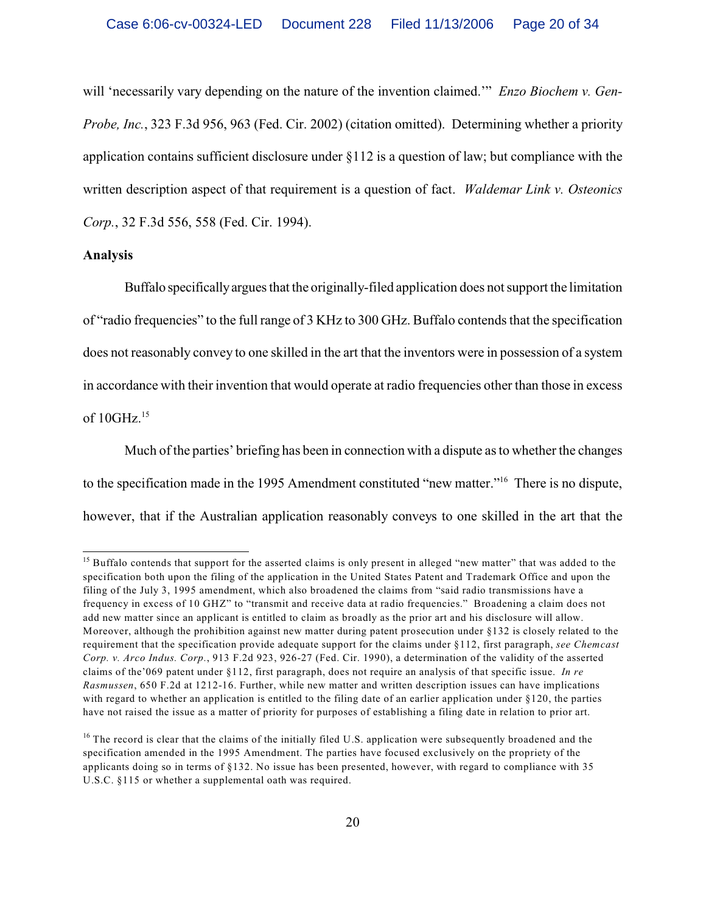will 'necessarily vary depending on the nature of the invention claimed.'" *Enzo Biochem v. Gen-Probe, Inc.*, 323 F.3d 956, 963 (Fed. Cir. 2002) (citation omitted). Determining whether a priority application contains sufficient disclosure under §112 is a question of law; but compliance with the written description aspect of that requirement is a question of fact. *Waldemar Link v. Osteonics Corp.*, 32 F.3d 556, 558 (Fed. Cir. 1994).

**Analysis**

Buffalo specifically argues that the originally-filed application does not support the limitation of "radio frequencies" to the full range of 3 KHz to 300 GHz. Buffalo contends that the specification does not reasonably convey to one skilled in the art that the inventors were in possession of a system in accordance with their invention that would operate at radio frequencies other than those in excess of 10GHz.[15]

Much of the parties' briefing has been in connection with a dispute as to whether the changes to the specification made in the 1995 Amendment constituted "new matter."[16] There is no dispute, however, that if the Australian application reasonably conveys to one skilled in the art that the

---

[15] Buffalo contends that support for the asserted claims is only present in alleged "new matter" that was added to the specification both upon the filing of the application in the United States Patent and Trademark Office and upon the filing of the July 3, 1995 amendment, which also broadened the claims from "said radio transmissions have a frequency in excess of 10 GHZ" to "transmit and receive data at radio frequencies." Broadening a claim does not add new matter since an applicant is entitled to claim as broadly as the prior art and his disclosure will allow. Moreover, although the prohibition against new matter during patent prosecution under §132 is closely related to the requirement that the specification provide adequate support for the claims under §112, first paragraph, *see Chemcast Corp. v. Arco Indus. Corp.*, 913 F.2d 923, 926-27 (Fed. Cir. 1990), a determination of the validity of the asserted claims of the'069 patent under §112, first paragraph, does not require an analysis of that specific issue. *In re Rasmussen*, 650 F.2d at 1212-16. Further, while new matter and written description issues can have implications with regard to whether an application is entitled to the filing date of an earlier application under §120, the parties have not raised the issue as a matter of priority for purposes of establishing a filing date in relation to prior art.

[16] The record is clear that the claims of the initially filed U.S. application were subsequently broadened and the specification amended in the 1995 Amendment. The parties have focused exclusively on the propriety of the applicants doing so in terms of §132. No issue has been presented, however, with regard to compliance with 35 U.S.C. §115 or whether a supplemental oath was required.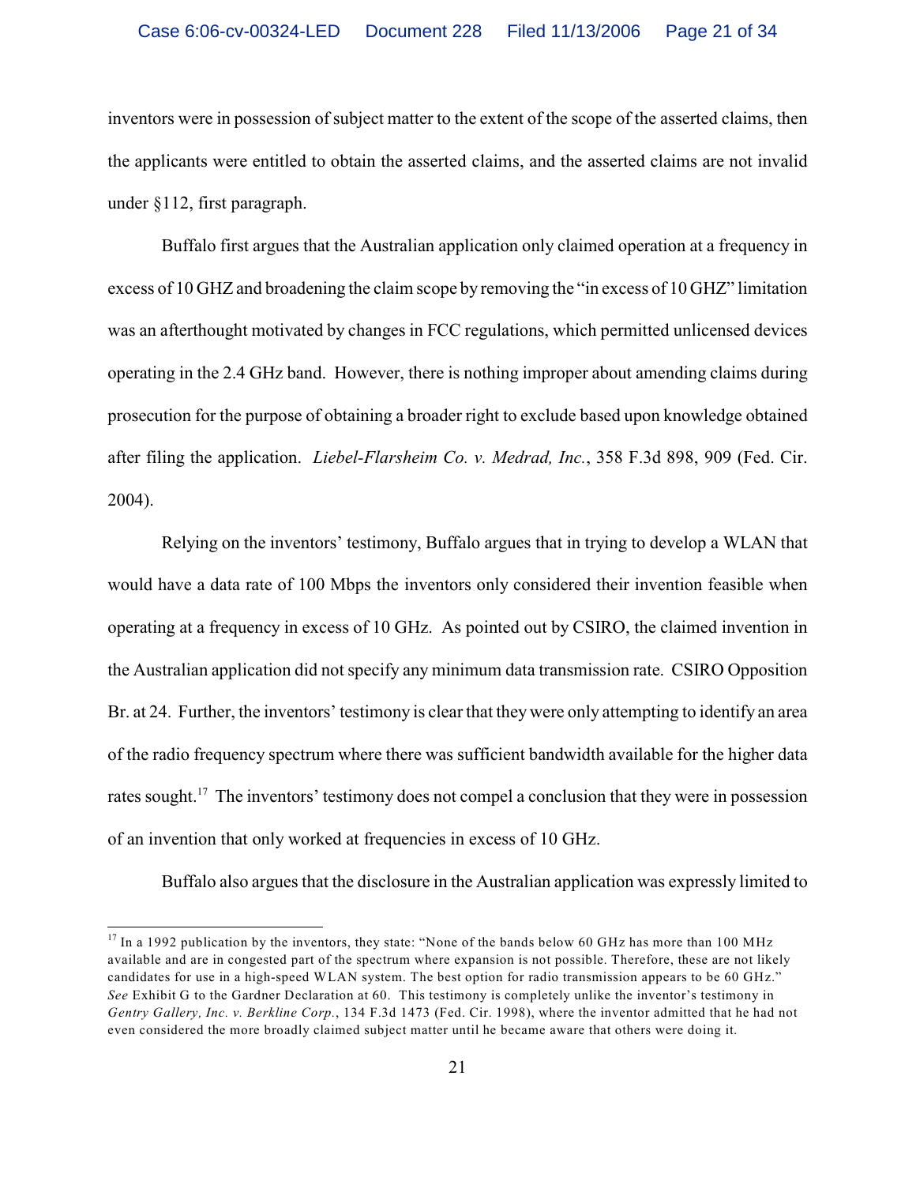inventors were in possession of subject matter to the extent of the scope of the asserted claims, then the applicants were entitled to obtain the asserted claims, and the asserted claims are not invalid under §112, first paragraph.

Buffalo first argues that the Australian application only claimed operation at a frequency in excess of 10 GHZ and broadening the claim scope by removing the "in excess of 10 GHZ" limitation was an afterthought motivated by changes in FCC regulations, which permitted unlicensed devices operating in the 2.4 GHz band. However, there is nothing improper about amending claims during prosecution for the purpose of obtaining a broader right to exclude based upon knowledge obtained after filing the application. *Liebel-Flarsheim Co. v. Medrad, Inc.*, 358 F.3d 898, 909 (Fed. Cir. 2004).

Relying on the inventors' testimony, Buffalo argues that in trying to develop a WLAN that would have a data rate of 100 Mbps the inventors only considered their invention feasible when operating at a frequency in excess of 10 GHz. As pointed out by CSIRO, the claimed invention in the Australian application did not specify any minimum data transmission rate. CSIRO Opposition Br. at 24. Further, the inventors' testimony is clear that they were only attempting to identify an area of the radio frequency spectrum where there was sufficient bandwidth available for the higher data rates sought.[17] The inventors' testimony does not compel a conclusion that they were in possession of an invention that only worked at frequencies in excess of 10 GHz.

Buffalo also argues that the disclosure in the Australian application was expressly limited to

---

[17] In a 1992 publication by the inventors, they state: "None of the bands below 60 GHz has more than 100 MHz available and are in congested part of the spectrum where expansion is not possible. Therefore, these are not likely candidates for use in a high-speed WLAN system. The best option for radio transmission appears to be 60 GHz." *See* Exhibit G to the Gardner Declaration at 60. This testimony is completely unlike the inventor's testimony in *Gentry Gallery, Inc. v. Berkline Corp.*, 134 F.3d 1473 (Fed. Cir. 1998), where the inventor admitted that he had not even considered the more broadly claimed subject matter until he became aware that others were doing it.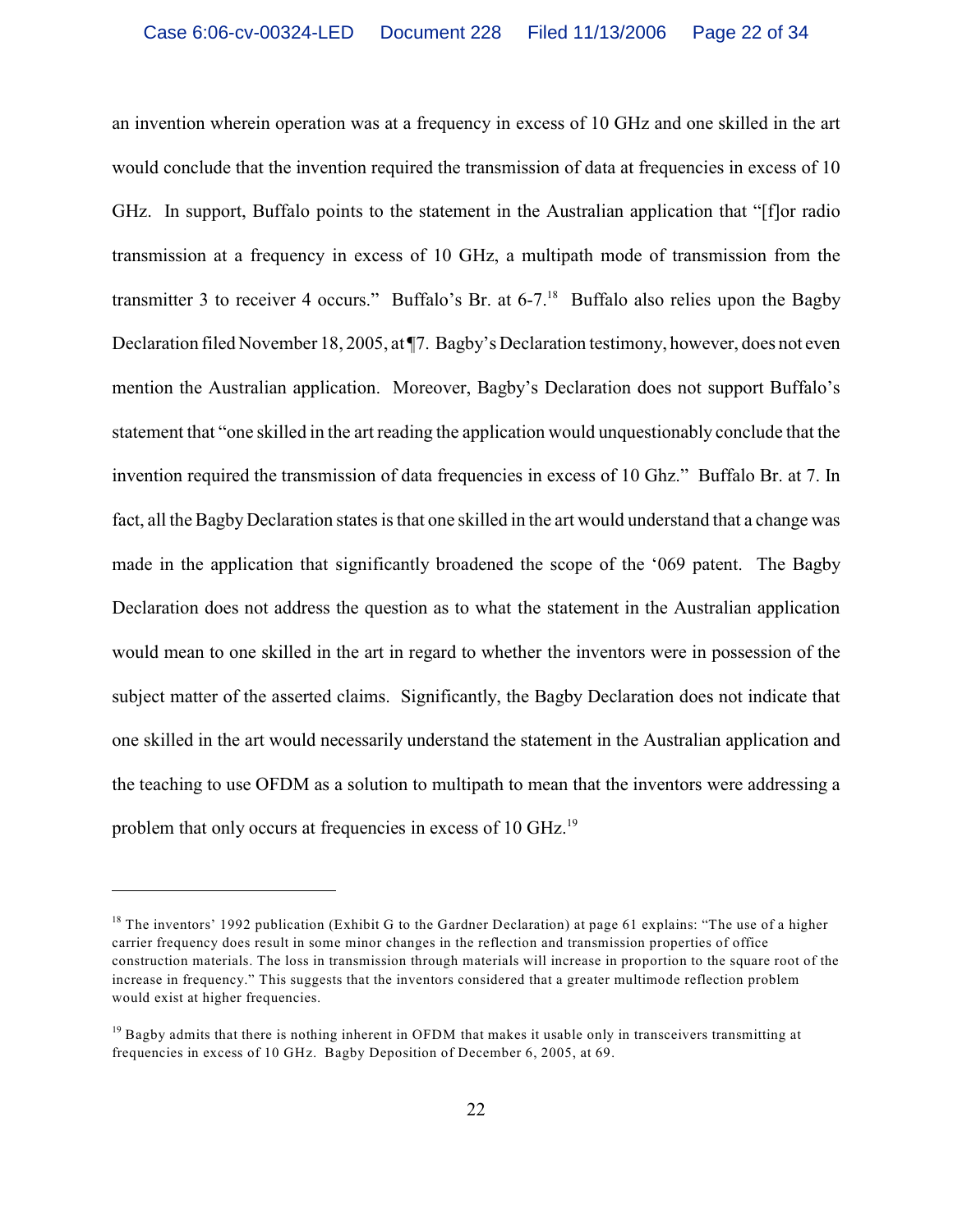an invention wherein operation was at a frequency in excess of 10 GHz and one skilled in the art would conclude that the invention required the transmission of data at frequencies in excess of 10 GHz. In support, Buffalo points to the statement in the Australian application that "[f]or radio transmission at a frequency in excess of 10 GHz, a multipath mode of transmission from the transmitter 3 to receiver 4 occurs." Buffalo's Br. at 6-7.[18] Buffalo also relies upon the Bagby Declaration filed November 18, 2005, at ¶7. Bagby's Declaration testimony, however, does not even mention the Australian application. Moreover, Bagby's Declaration does not support Buffalo's statement that "one skilled in the art reading the application would unquestionably conclude that the invention required the transmission of data frequencies in excess of 10 Ghz." Buffalo Br. at 7. In fact, all the Bagby Declaration states is that one skilled in the art would understand that a change was made in the application that significantly broadened the scope of the '069 patent. The Bagby Declaration does not address the question as to what the statement in the Australian application would mean to one skilled in the art in regard to whether the inventors were in possession of the subject matter of the asserted claims. Significantly, the Bagby Declaration does not indicate that one skilled in the art would necessarily understand the statement in the Australian application and the teaching to use OFDM as a solution to multipath to mean that the inventors were addressing a problem that only occurs at frequencies in excess of 10 GHz.[19]

---

[18] The inventors' 1992 publication (Exhibit G to the Gardner Declaration) at page 61 explains: "The use of a higher carrier frequency does result in some minor changes in the reflection and transmission properties of office construction materials. The loss in transmission through materials will increase in proportion to the square root of the increase in frequency." This suggests that the inventors considered that a greater multimode reflection problem would exist at higher frequencies.

[19] Bagby admits that there is nothing inherent in OFDM that makes it usable only in transceivers transmitting at frequencies in excess of 10 GHz. Bagby Deposition of December 6, 2005, at 69.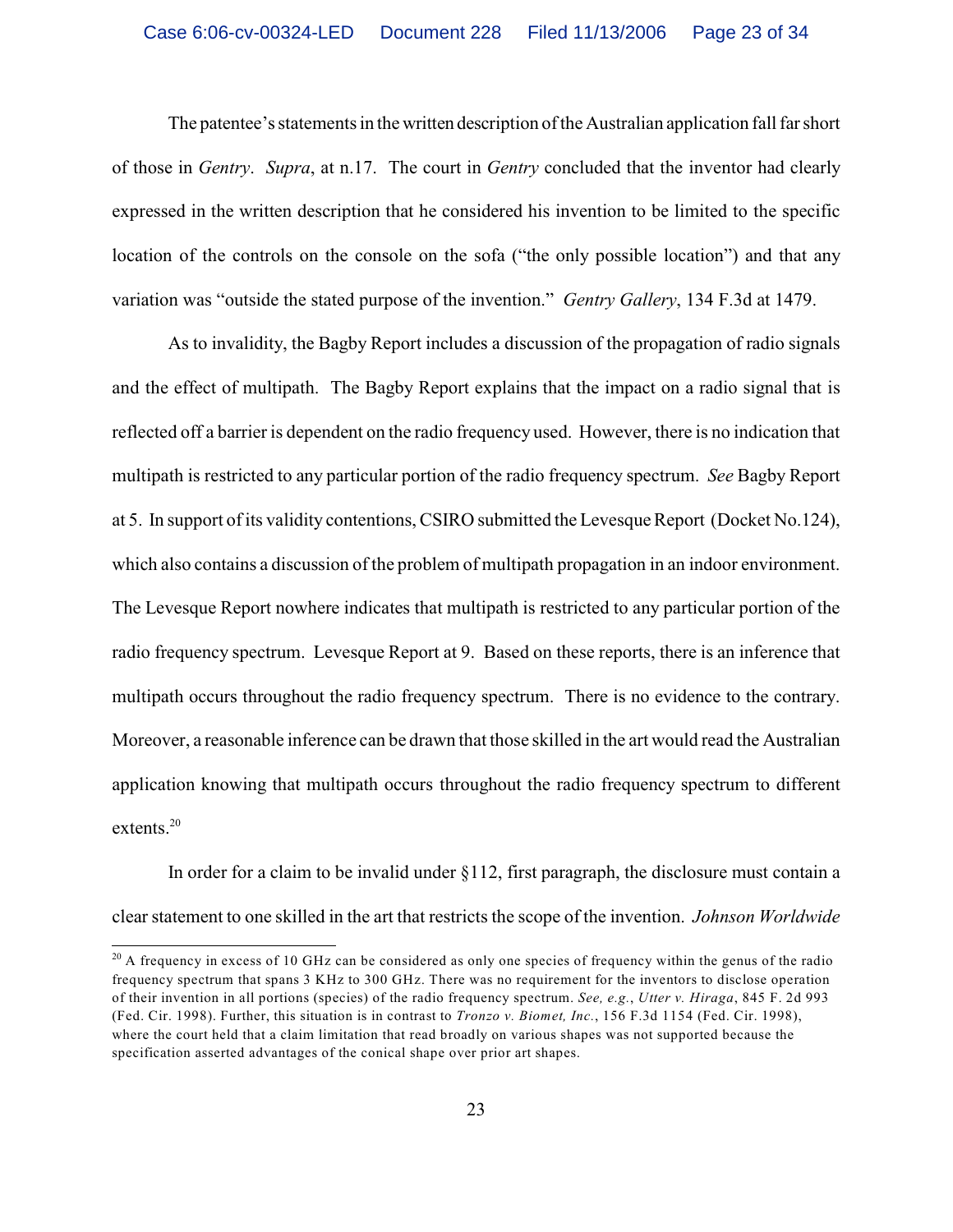The patentee's statements in the written description of the Australian application fall far short of those in *Gentry*. *Supra*, at n.17. The court in *Gentry* concluded that the inventor had clearly expressed in the written description that he considered his invention to be limited to the specific location of the controls on the console on the sofa ("the only possible location") and that any variation was "outside the stated purpose of the invention." *Gentry Gallery*, 134 F.3d at 1479.

As to invalidity, the Bagby Report includes a discussion of the propagation of radio signals and the effect of multipath. The Bagby Report explains that the impact on a radio signal that is reflected off a barrier is dependent on the radio frequency used. However, there is no indication that multipath is restricted to any particular portion of the radio frequency spectrum. *See* Bagby Report at 5. In support of its validity contentions, CSIRO submitted the Levesque Report (Docket No.124), which also contains a discussion of the problem of multipath propagation in an indoor environment. The Levesque Report nowhere indicates that multipath is restricted to any particular portion of the radio frequency spectrum. Levesque Report at 9. Based on these reports, there is an inference that multipath occurs throughout the radio frequency spectrum. There is no evidence to the contrary. Moreover, a reasonable inference can be drawn that those skilled in the art would read the Australian application knowing that multipath occurs throughout the radio frequency spectrum to different extents.[20]

In order for a claim to be invalid under §112, first paragraph, the disclosure must contain a clear statement to one skilled in the art that restricts the scope of the invention. *Johnson Worldwide*

---

[20] A frequency in excess of 10 GHz can be considered as only one species of frequency within the genus of the radio frequency spectrum that spans 3 KHz to 300 GHz. There was no requirement for the inventors to disclose operation of their invention in all portions (species) of the radio frequency spectrum. *See, e.g.*, *Utter v. Hiraga*, 845 F. 2d 993 (Fed. Cir. 1998). Further, this situation is in contrast to *Tronzo v. Biomet, Inc.*, 156 F.3d 1154 (Fed. Cir. 1998), where the court held that a claim limitation that read broadly on various shapes was not supported because the specification asserted advantages of the conical shape over prior art shapes.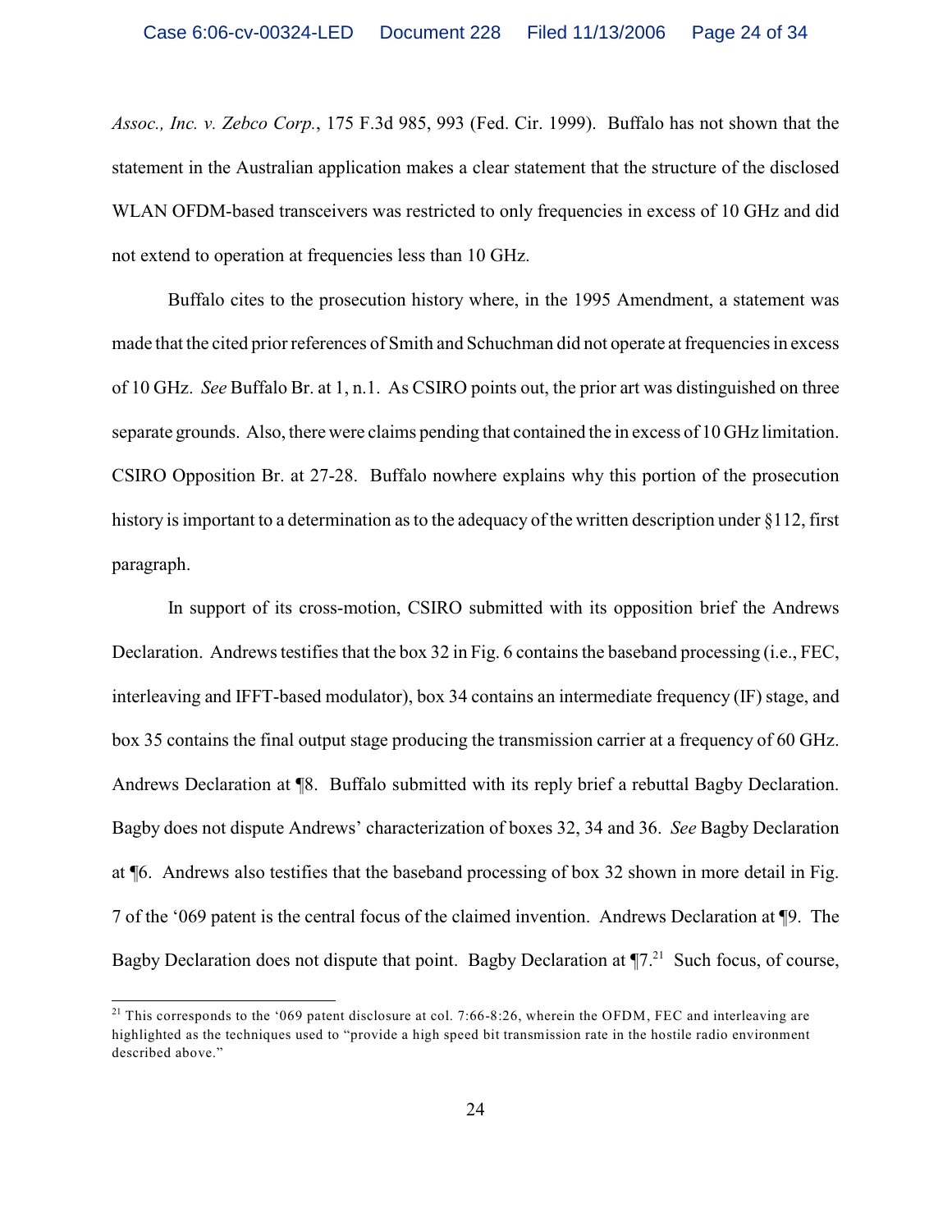*Assoc., Inc. v. Zebco Corp.*, 175 F.3d 985, 993 (Fed. Cir. 1999). Buffalo has not shown that the statement in the Australian application makes a clear statement that the structure of the disclosed WLAN OFDM-based transceivers was restricted to only frequencies in excess of 10 GHz and did not extend to operation at frequencies less than 10 GHz.

Buffalo cites to the prosecution history where, in the 1995 Amendment, a statement was made that the cited prior references of Smith and Schuchman did not operate at frequencies in excess of 10 GHz. *See* Buffalo Br. at 1, n.1. As CSIRO points out, the prior art was distinguished on three separate grounds. Also, there were claims pending that contained the in excess of 10 GHz limitation. CSIRO Opposition Br. at 27-28. Buffalo nowhere explains why this portion of the prosecution history is important to a determination as to the adequacy of the written description under §112, first paragraph.

In support of its cross-motion, CSIRO submitted with its opposition brief the Andrews Declaration. Andrews testifies that the box 32 in Fig. 6 contains the baseband processing (i.e., FEC, interleaving and IFFT-based modulator), box 34 contains an intermediate frequency (IF) stage, and box 35 contains the final output stage producing the transmission carrier at a frequency of 60 GHz. Andrews Declaration at ¶8. Buffalo submitted with its reply brief a rebuttal Bagby Declaration. Bagby does not dispute Andrews' characterization of boxes 32, 34 and 36. *See* Bagby Declaration at ¶6. Andrews also testifies that the baseband processing of box 32 shown in more detail in Fig. 7 of the '069 patent is the central focus of the claimed invention. Andrews Declaration at ¶9. The Bagby Declaration does not dispute that point. Bagby Declaration at ¶7.[21] Such focus, of course,

[21] This corresponds to the '069 patent disclosure at col. 7:66-8:26, wherein the OFDM, FEC and interleaving are highlighted as the techniques used to "provide a high speed bit transmission rate in the hostile radio environment described above."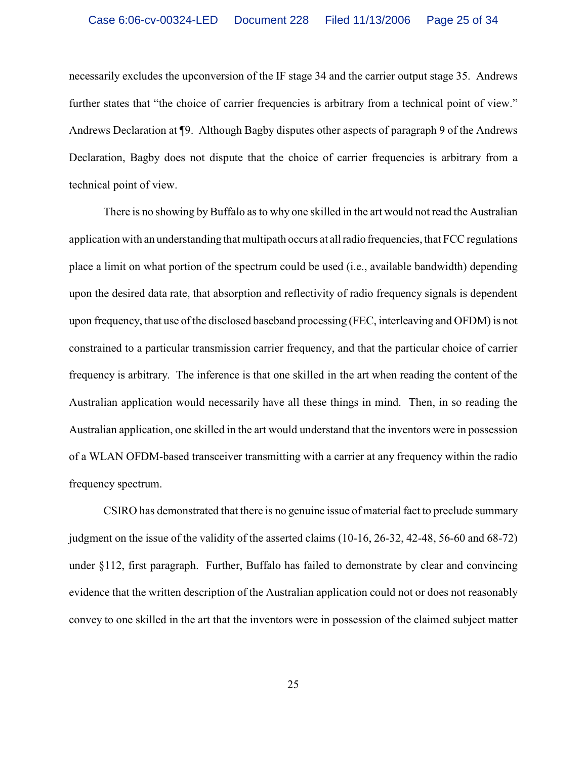necessarily excludes the upconversion of the IF stage 34 and the carrier output stage 35. Andrews further states that "the choice of carrier frequencies is arbitrary from a technical point of view." Andrews Declaration at ¶9. Although Bagby disputes other aspects of paragraph 9 of the Andrews Declaration, Bagby does not dispute that the choice of carrier frequencies is arbitrary from a technical point of view.

There is no showing by Buffalo as to why one skilled in the art would not read the Australian application with an understanding that multipath occurs at all radio frequencies, that FCC regulations place a limit on what portion of the spectrum could be used (i.e., available bandwidth) depending upon the desired data rate, that absorption and reflectivity of radio frequency signals is dependent upon frequency, that use of the disclosed baseband processing (FEC, interleaving and OFDM) is not constrained to a particular transmission carrier frequency, and that the particular choice of carrier frequency is arbitrary. The inference is that one skilled in the art when reading the content of the Australian application would necessarily have all these things in mind. Then, in so reading the Australian application, one skilled in the art would understand that the inventors were in possession of a WLAN OFDM-based transceiver transmitting with a carrier at any frequency within the radio frequency spectrum.

CSIRO has demonstrated that there is no genuine issue of material fact to preclude summary judgment on the issue of the validity of the asserted claims (10-16, 26-32, 42-48, 56-60 and 68-72) under §112, first paragraph. Further, Buffalo has failed to demonstrate by clear and convincing evidence that the written description of the Australian application could not or does not reasonably convey to one skilled in the art that the inventors were in possession of the claimed subject matter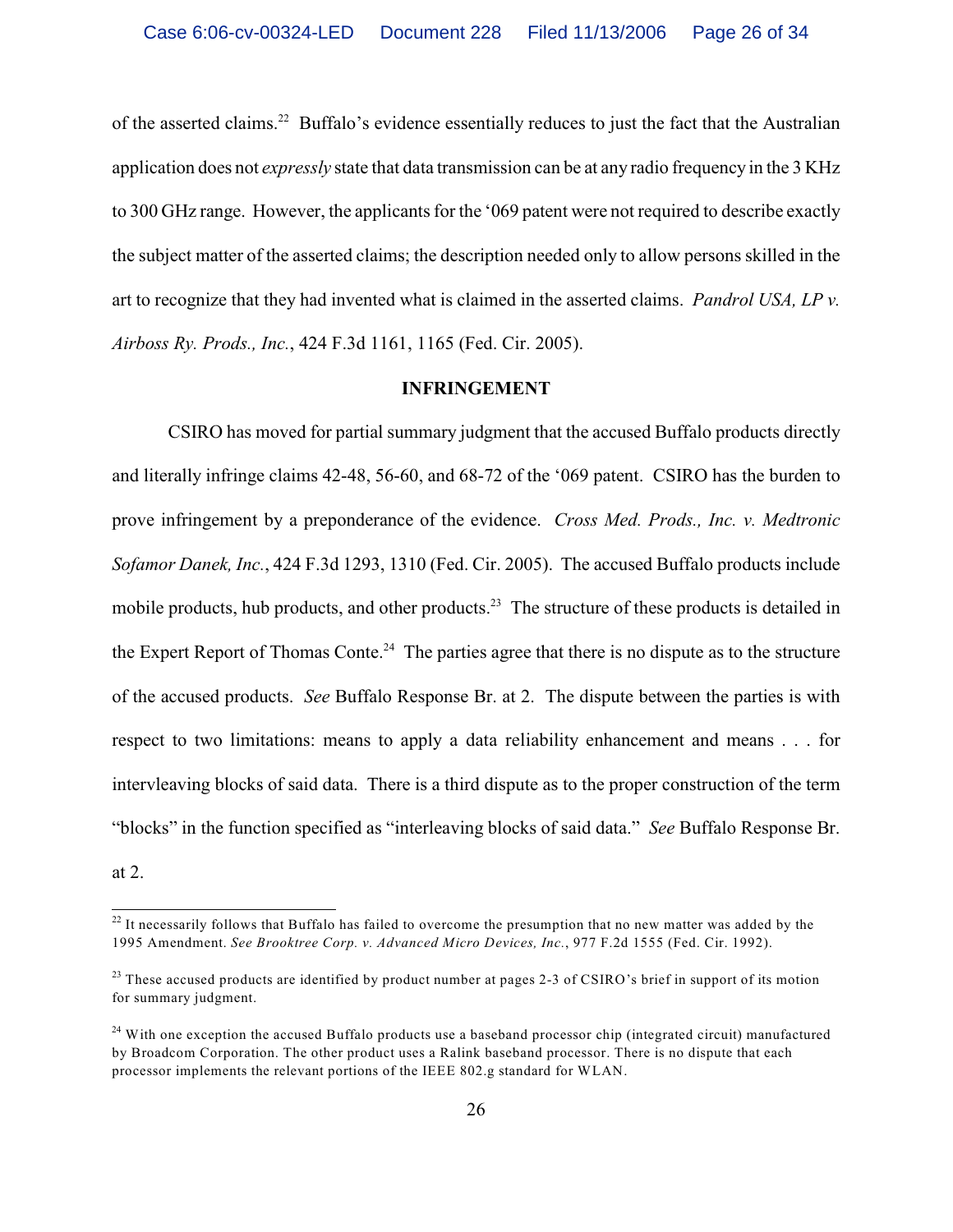of the asserted claims.[22] Buffalo's evidence essentially reduces to just the fact that the Australian application does not *expressly* state that data transmission can be at any radio frequency in the 3 KHz to 300 GHz range. However, the applicants for the '069 patent were not required to describe exactly the subject matter of the asserted claims; the description needed only to allow persons skilled in the art to recognize that they had invented what is claimed in the asserted claims. *Pandrol USA, LP v. Airboss Ry. Prods., Inc.*, 424 F.3d 1161, 1165 (Fed. Cir. 2005).

**INFRINGEMENT**

CSIRO has moved for partial summary judgment that the accused Buffalo products directly and literally infringe claims 42-48, 56-60, and 68-72 of the '069 patent. CSIRO has the burden to prove infringement by a preponderance of the evidence. *Cross Med. Prods., Inc. v. Medtronic Sofamor Danek, Inc.*, 424 F.3d 1293, 1310 (Fed. Cir. 2005). The accused Buffalo products include mobile products, hub products, and other products.[23] The structure of these products is detailed in the Expert Report of Thomas Conte.[24] The parties agree that there is no dispute as to the structure of the accused products. *See* Buffalo Response Br. at 2. The dispute between the parties is with respect to two limitations: means to apply a data reliability enhancement and means . . . for intervleaving blocks of said data. There is a third dispute as to the proper construction of the term "blocks" in the function specified as "interleaving blocks of said data." *See* Buffalo Response Br. at 2.

---

[22] It necessarily follows that Buffalo has failed to overcome the presumption that no new matter was added by the 1995 Amendment. *See Brooktree Corp. v. Advanced Micro Devices, Inc.*, 977 F.2d 1555 (Fed. Cir. 1992).

[23] These accused products are identified by product number at pages 2-3 of CSIRO's brief in support of its motion for summary judgment.

[24] With one exception the accused Buffalo products use a baseband processor chip (integrated circuit) manufactured by Broadcom Corporation. The other product uses a Ralink baseband processor. There is no dispute that each processor implements the relevant portions of the IEEE 802.g standard for WLAN.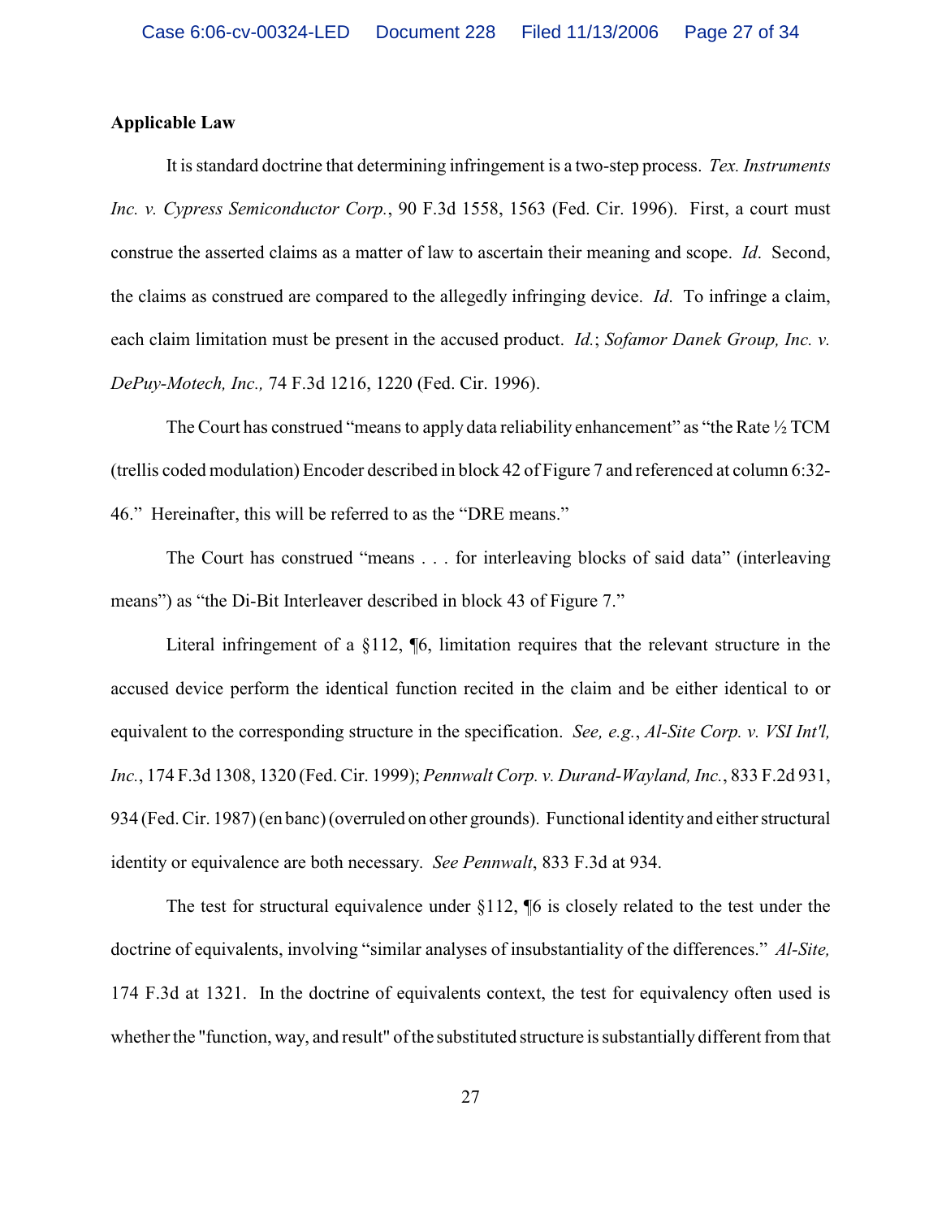**Applicable Law**

It is standard doctrine that determining infringement is a two-step process. *Tex. Instruments Inc. v. Cypress Semiconductor Corp.*, 90 F.3d 1558, 1563 (Fed. Cir. 1996). First, a court must construe the asserted claims as a matter of law to ascertain their meaning and scope. *Id*. Second, the claims as construed are compared to the allegedly infringing device. *Id*. To infringe a claim, each claim limitation must be present in the accused product. *Id.*; *Sofamor Danek Group, Inc. v. DePuy-Motech, Inc.,* 74 F.3d 1216, 1220 (Fed. Cir. 1996).

The Court has construed "means to apply data reliability enhancement" as "the Rate ½ TCM (trellis coded modulation) Encoder described in block 42 of Figure 7 and referenced at column 6:32-46." Hereinafter, this will be referred to as the "DRE means."

The Court has construed "means . . . for interleaving blocks of said data" (interleaving means") as "the Di-Bit Interleaver described in block 43 of Figure 7."

Literal infringement of a §112, ¶6, limitation requires that the relevant structure in the accused device perform the identical function recited in the claim and be either identical to or equivalent to the corresponding structure in the specification. *See, e.g.*, *Al-Site Corp. v. VSI Int'l, Inc.*, 174 F.3d 1308, 1320 (Fed. Cir. 1999); *Pennwalt Corp. v. Durand-Wayland, Inc.*, 833 F.2d 931, 934 (Fed. Cir. 1987) (en banc) (overruled on other grounds). Functional identity and either structural identity or equivalence are both necessary. *See Pennwalt*, 833 F.3d at 934.

The test for structural equivalence under §112, ¶6 is closely related to the test under the doctrine of equivalents, involving "similar analyses of insubstantiality of the differences." *Al-Site,* 174 F.3d at 1321. In the doctrine of equivalents context, the test for equivalency often used is whether the "function, way, and result" of the substituted structure is substantially different from that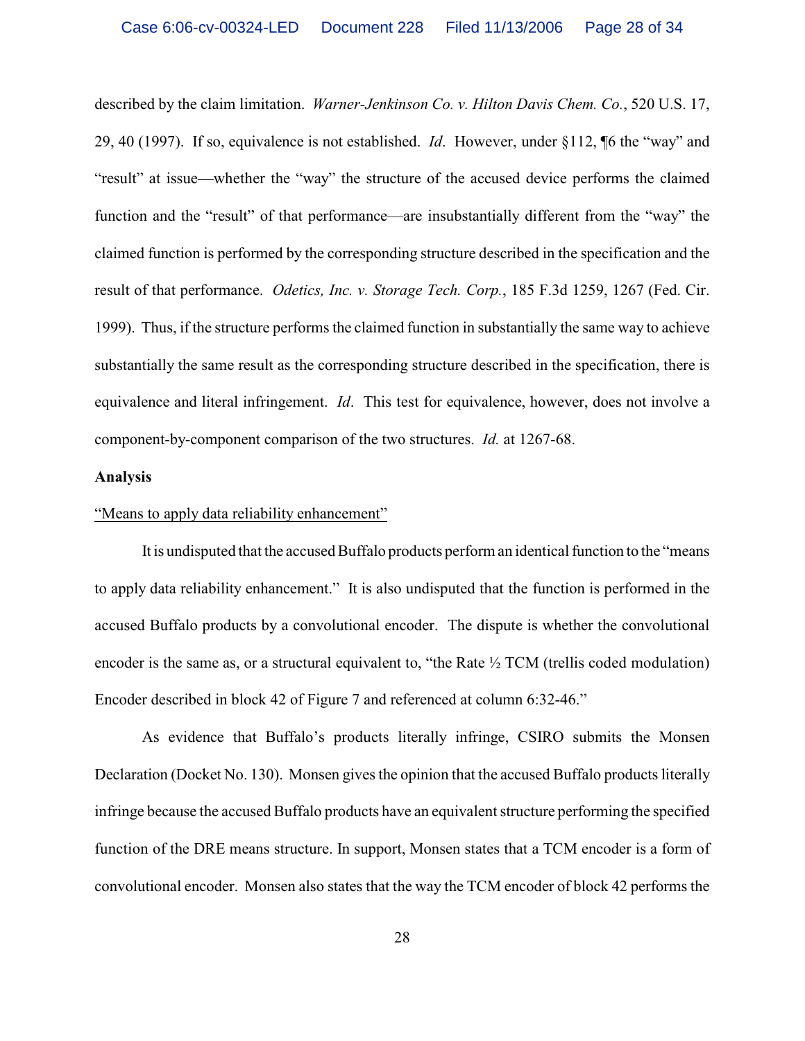described by the claim limitation. *Warner-Jenkinson Co. v. Hilton Davis Chem. Co.*, 520 U.S. 17, 29, 40 (1997). If so, equivalence is not established. *Id*. However, under §112, ¶6 the "way" and "result" at issue—whether the "way" the structure of the accused device performs the claimed function and the "result" of that performance—are insubstantially different from the "way" the claimed function is performed by the corresponding structure described in the specification and the result of that performance. *Odetics, Inc. v. Storage Tech. Corp.*, 185 F.3d 1259, 1267 (Fed. Cir. 1999). Thus, if the structure performs the claimed function in substantially the same way to achieve substantially the same result as the corresponding structure described in the specification, there is equivalence and literal infringement. *Id*. This test for equivalence, however, does not involve a component-by-component comparison of the two structures. *Id.* at 1267-68.

**Analysis**

"Means to apply data reliability enhancement"

It is undisputed that the accused Buffalo products perform an identical function to the "means to apply data reliability enhancement." It is also undisputed that the function is performed in the accused Buffalo products by a convolutional encoder. The dispute is whether the convolutional encoder is the same as, or a structural equivalent to, "the Rate ½ TCM (trellis coded modulation) Encoder described in block 42 of Figure 7 and referenced at column 6:32-46."

As evidence that Buffalo's products literally infringe, CSIRO submits the Monsen Declaration (Docket No. 130). Monsen gives the opinion that the accused Buffalo products literally infringe because the accused Buffalo products have an equivalent structure performing the specified function of the DRE means structure. In support, Monsen states that a TCM encoder is a form of convolutional encoder. Monsen also states that the way the TCM encoder of block 42 performs the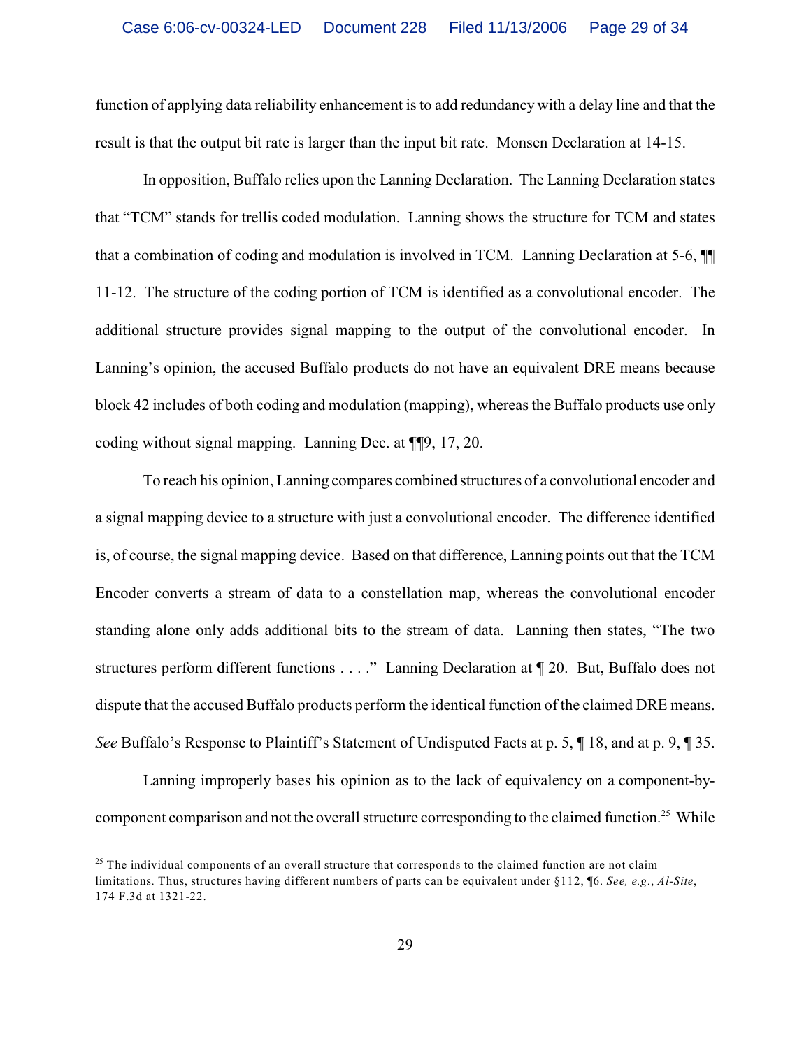function of applying data reliability enhancement is to add redundancy with a delay line and that the result is that the output bit rate is larger than the input bit rate. Monsen Declaration at 14-15.

In opposition, Buffalo relies upon the Lanning Declaration. The Lanning Declaration states that "TCM" stands for trellis coded modulation. Lanning shows the structure for TCM and states that a combination of coding and modulation is involved in TCM. Lanning Declaration at 5-6, ¶¶ 11-12. The structure of the coding portion of TCM is identified as a convolutional encoder. The additional structure provides signal mapping to the output of the convolutional encoder. In Lanning's opinion, the accused Buffalo products do not have an equivalent DRE means because block 42 includes of both coding and modulation (mapping), whereas the Buffalo products use only coding without signal mapping. Lanning Dec. at ¶¶9, 17, 20.

To reach his opinion, Lanning compares combined structures of a convolutional encoder and a signal mapping device to a structure with just a convolutional encoder. The difference identified is, of course, the signal mapping device. Based on that difference, Lanning points out that the TCM Encoder converts a stream of data to a constellation map, whereas the convolutional encoder standing alone only adds additional bits to the stream of data. Lanning then states, "The two structures perform different functions . . . ." Lanning Declaration at ¶ 20. But, Buffalo does not dispute that the accused Buffalo products perform the identical function of the claimed DRE means. *See* Buffalo's Response to Plaintiff's Statement of Undisputed Facts at p. 5, ¶ 18, and at p. 9, ¶ 35.

Lanning improperly bases his opinion as to the lack of equivalency on a component-by-component comparison and not the overall structure corresponding to the claimed function.[25] While

[25] The individual components of an overall structure that corresponds to the claimed function are not claim limitations. Thus, structures having different numbers of parts can be equivalent under §112, ¶6. *See, e.g.*, *Al-Site*, 174 F.3d at 1321-22.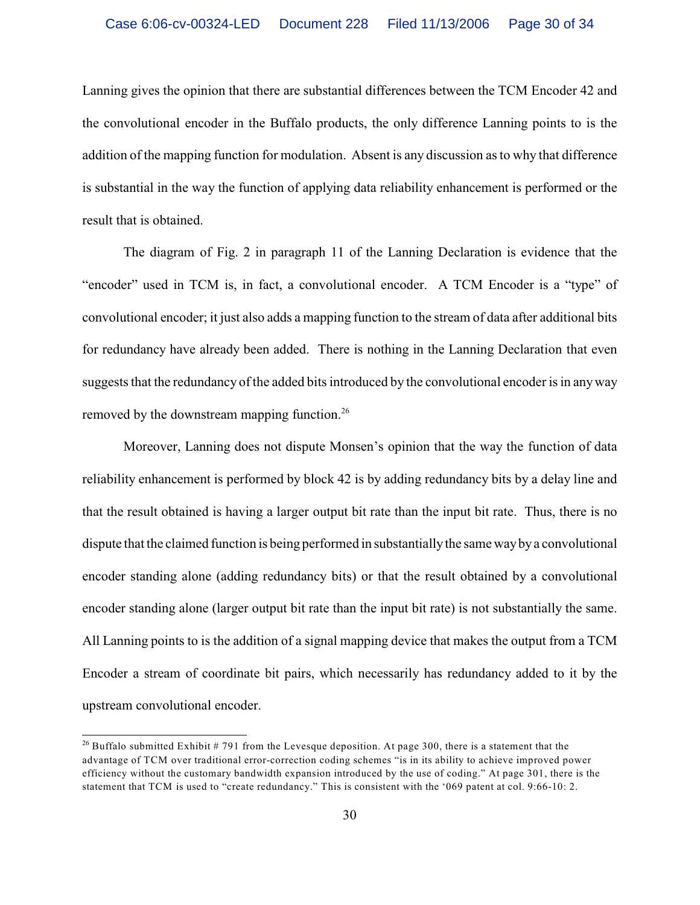Lanning gives the opinion that there are substantial differences between the TCM Encoder 42 and the convolutional encoder in the Buffalo products, the only difference Lanning points to is the addition of the mapping function for modulation. Absent is any discussion as to why that difference is substantial in the way the function of applying data reliability enhancement is performed or the result that is obtained.

The diagram of Fig. 2 in paragraph 11 of the Lanning Declaration is evidence that the "encoder" used in TCM is, in fact, a convolutional encoder. A TCM Encoder is a "type" of convolutional encoder; it just also adds a mapping function to the stream of data after additional bits for redundancy have already been added. There is nothing in the Lanning Declaration that even suggests that the redundancy of the added bits introduced by the convolutional encoder is in any way removed by the downstream mapping function.[26]

Moreover, Lanning does not dispute Monsen's opinion that the way the function of data reliability enhancement is performed by block 42 is by adding redundancy bits by a delay line and that the result obtained is having a larger output bit rate than the input bit rate. Thus, there is no dispute that the claimed function is being performed in substantially the same way by a convolutional encoder standing alone (adding redundancy bits) or that the result obtained by a convolutional encoder standing alone (larger output bit rate than the input bit rate) is not substantially the same. All Lanning points to is the addition of a signal mapping device that makes the output from a TCM Encoder a stream of coordinate bit pairs, which necessarily has redundancy added to it by the upstream convolutional encoder.

---

[26] Buffalo submitted Exhibit # 791 from the Levesque deposition. At page 300, there is a statement that the advantage of TCM over traditional error-correction coding schemes "is in its ability to achieve improved power efficiency without the customary bandwidth expansion introduced by the use of coding." At page 301, there is the statement that TCM is used to "create redundancy." This is consistent with the '069 patent at col. 9:66-10: 2.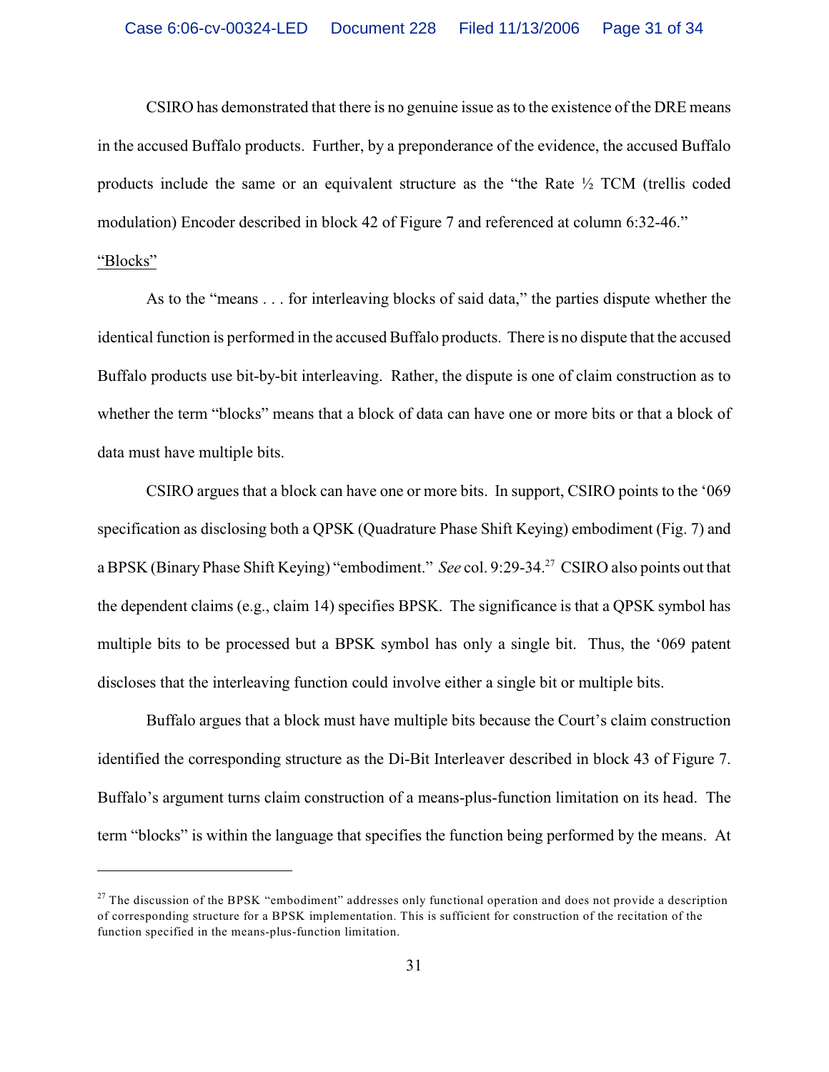CSIRO has demonstrated that there is no genuine issue as to the existence of the DRE means in the accused Buffalo products. Further, by a preponderance of the evidence, the accused Buffalo products include the same or an equivalent structure as the "the Rate ½ TCM (trellis coded modulation) Encoder described in block 42 of Figure 7 and referenced at column 6:32-46."

<u>"Blocks"</u>

As to the "means . . . for interleaving blocks of said data," the parties dispute whether the identical function is performed in the accused Buffalo products. There is no dispute that the accused Buffalo products use bit-by-bit interleaving. Rather, the dispute is one of claim construction as to whether the term "blocks" means that a block of data can have one or more bits or that a block of data must have multiple bits.

CSIRO argues that a block can have one or more bits. In support, CSIRO points to the '069 specification as disclosing both a QPSK (Quadrature Phase Shift Keying) embodiment (Fig. 7) and a BPSK (Binary Phase Shift Keying) "embodiment." *See* col. 9:29-34.[27] CSIRO also points out that the dependent claims (e.g., claim 14) specifies BPSK. The significance is that a QPSK symbol has multiple bits to be processed but a BPSK symbol has only a single bit. Thus, the '069 patent discloses that the interleaving function could involve either a single bit or multiple bits.

Buffalo argues that a block must have multiple bits because the Court's claim construction identified the corresponding structure as the Di-Bit Interleaver described in block 43 of Figure 7. Buffalo's argument turns claim construction of a means-plus-function limitation on its head. The term "blocks" is within the language that specifies the function being performed by the means. At

---

[27] The discussion of the BPSK "embodiment" addresses only functional operation and does not provide a description of corresponding structure for a BPSK implementation. This is sufficient for construction of the recitation of the function specified in the means-plus-function limitation.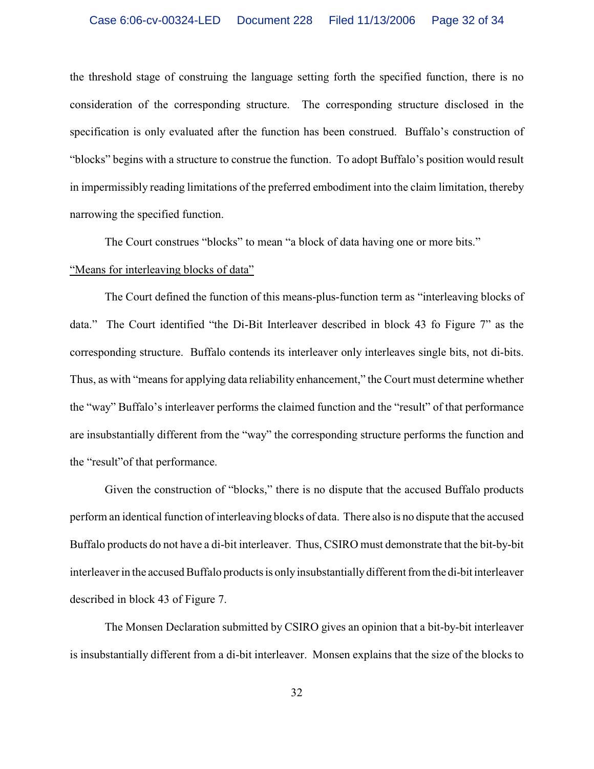the threshold stage of construing the language setting forth the specified function, there is no consideration of the corresponding structure. The corresponding structure disclosed in the specification is only evaluated after the function has been construed. Buffalo's construction of "blocks" begins with a structure to construe the function. To adopt Buffalo's position would result in impermissibly reading limitations of the preferred embodiment into the claim limitation, thereby narrowing the specified function.

The Court construes "blocks" to mean "a block of data having one or more bits."

"Means for interleaving blocks of data"

The Court defined the function of this means-plus-function term as "interleaving blocks of data." The Court identified "the Di-Bit Interleaver described in block 43 fo Figure 7" as the corresponding structure. Buffalo contends its interleaver only interleaves single bits, not di-bits. Thus, as with "means for applying data reliability enhancement," the Court must determine whether the "way" Buffalo's interleaver performs the claimed function and the "result" of that performance are insubstantially different from the "way" the corresponding structure performs the function and the "result"of that performance.

Given the construction of "blocks," there is no dispute that the accused Buffalo products perform an identical function of interleaving blocks of data. There also is no dispute that the accused Buffalo products do not have a di-bit interleaver. Thus, CSIRO must demonstrate that the bit-by-bit interleaver in the accused Buffalo products is only insubstantially different from the di-bit interleaver described in block 43 of Figure 7.

The Monsen Declaration submitted by CSIRO gives an opinion that a bit-by-bit interleaver is insubstantially different from a di-bit interleaver. Monsen explains that the size of the blocks to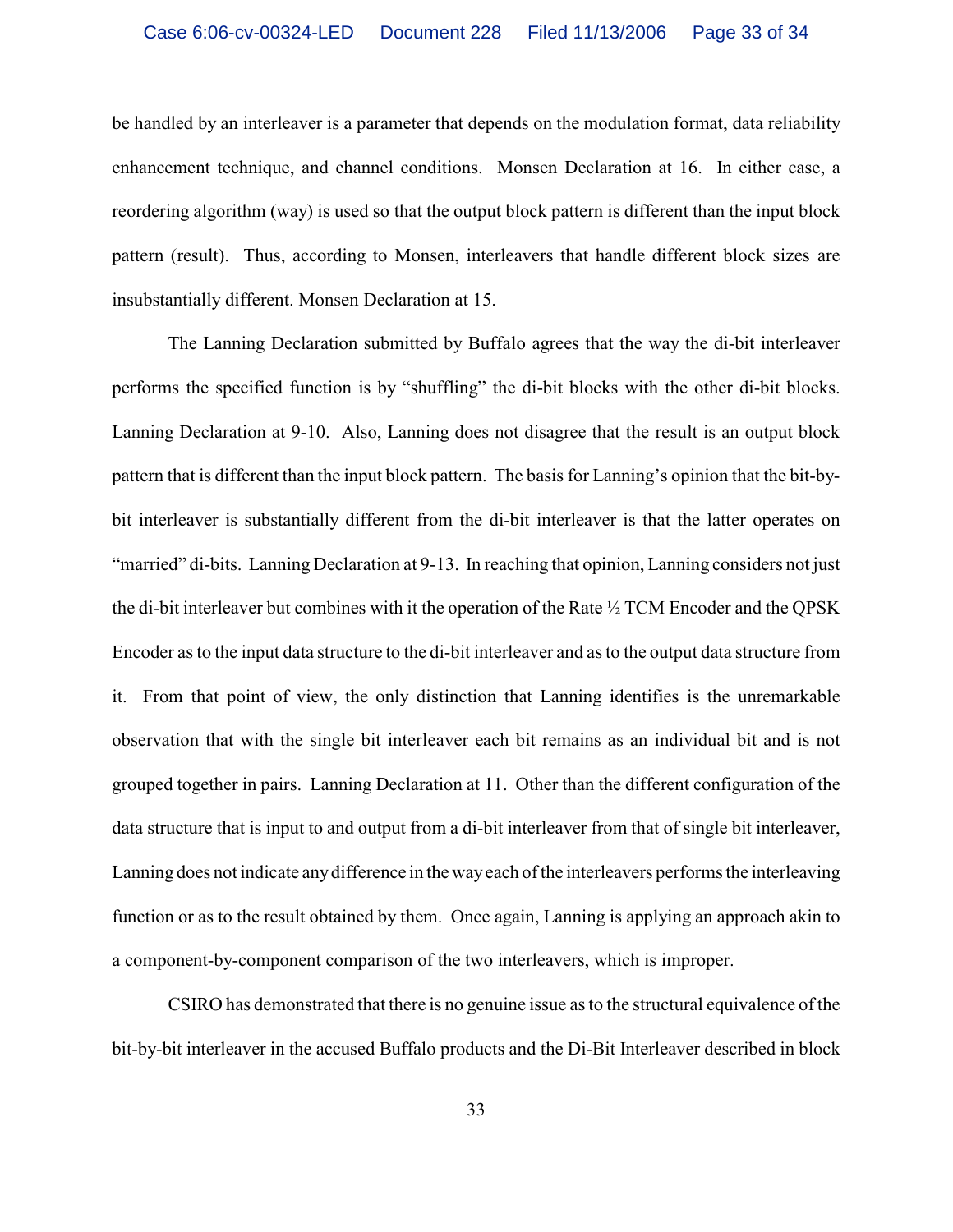be handled by an interleaver is a parameter that depends on the modulation format, data reliability enhancement technique, and channel conditions. Monsen Declaration at 16. In either case, a reordering algorithm (way) is used so that the output block pattern is different than the input block pattern (result). Thus, according to Monsen, interleavers that handle different block sizes are insubstantially different. Monsen Declaration at 15.

The Lanning Declaration submitted by Buffalo agrees that the way the di-bit interleaver performs the specified function is by "shuffling" the di-bit blocks with the other di-bit blocks. Lanning Declaration at 9-10. Also, Lanning does not disagree that the result is an output block pattern that is different than the input block pattern. The basis for Lanning's opinion that the bit-by-bit interleaver is substantially different from the di-bit interleaver is that the latter operates on "married" di-bits. Lanning Declaration at 9-13. In reaching that opinion, Lanning considers not just the di-bit interleaver but combines with it the operation of the Rate ½ TCM Encoder and the QPSK Encoder as to the input data structure to the di-bit interleaver and as to the output data structure from it. From that point of view, the only distinction that Lanning identifies is the unremarkable observation that with the single bit interleaver each bit remains as an individual bit and is not grouped together in pairs. Lanning Declaration at 11. Other than the different configuration of the data structure that is input to and output from a di-bit interleaver from that of single bit interleaver, Lanning does not indicate any difference in the way each of the interleavers performs the interleaving function or as to the result obtained by them. Once again, Lanning is applying an approach akin to a component-by-component comparison of the two interleavers, which is improper.

CSIRO has demonstrated that there is no genuine issue as to the structural equivalence of the bit-by-bit interleaver in the accused Buffalo products and the Di-Bit Interleaver described in block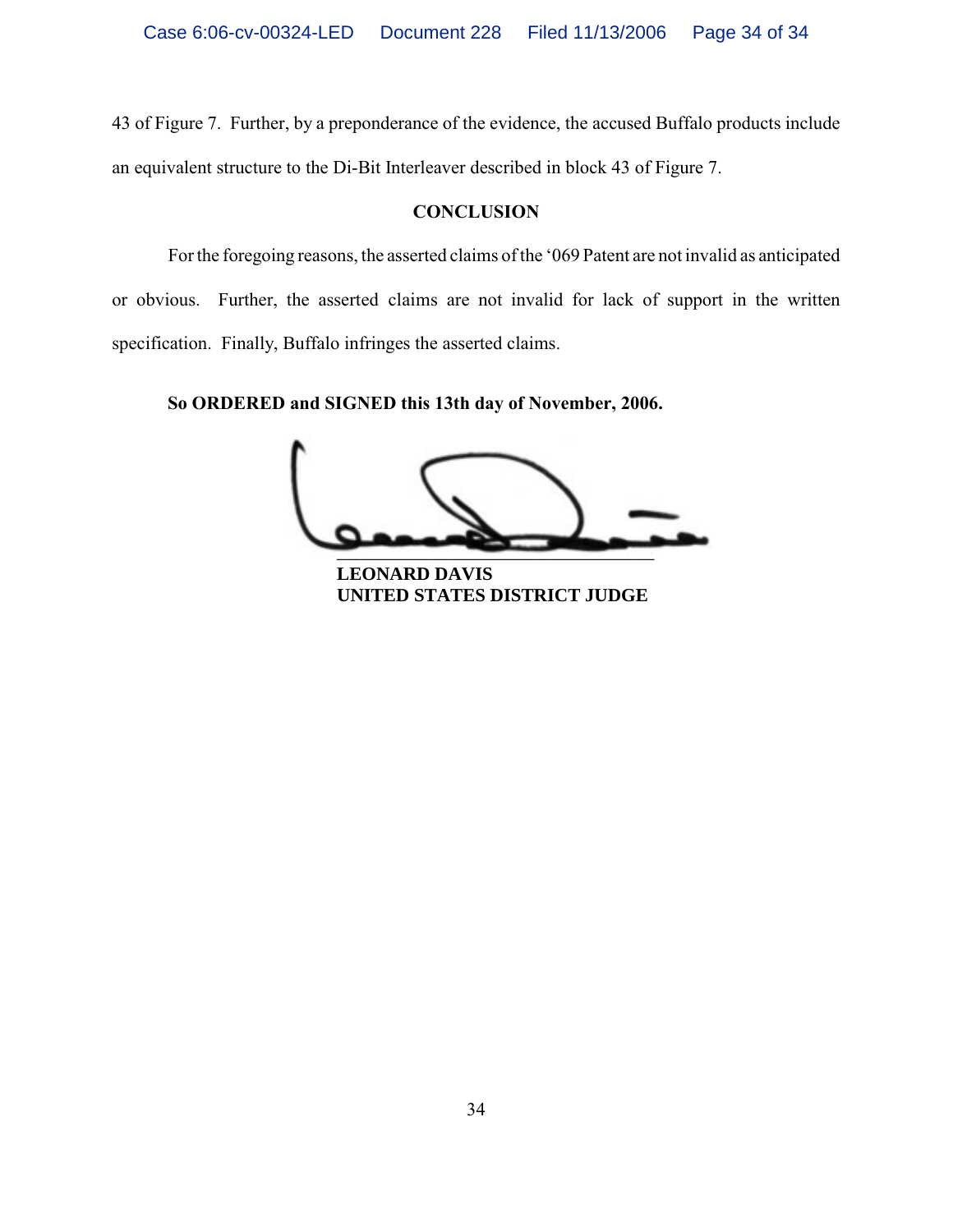43 of Figure 7. Further, by a preponderance of the evidence, the accused Buffalo products include an equivalent structure to the Di-Bit Interleaver described in block 43 of Figure 7.

## CONCLUSION

For the foregoing reasons, the asserted claims of the '069 Patent are not invalid as anticipated or obvious. Further, the asserted claims are not invalid for lack of support in the written specification. Finally, Buffalo infringes the asserted claims.

**So ORDERED and SIGNED this 13th day of November, 2006.**

**LEONARD DAVIS**
**UNITED STATES DISTRICT JUDGE**